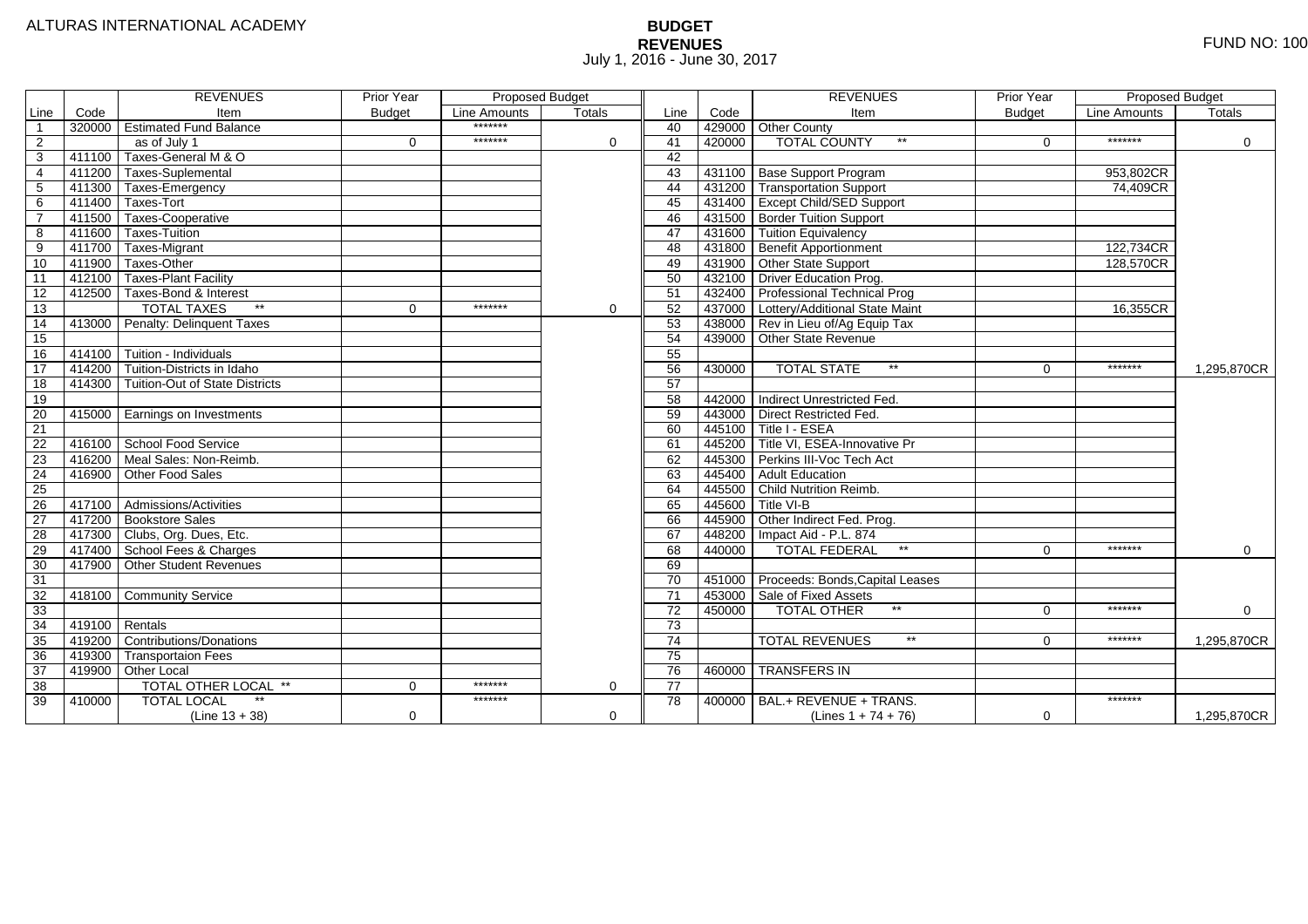ALTURAS INTERNATIONAL ACADEMY

# BUDGET
## REVENUES
July 1, 2016 - June 30, 2017

FUND NO: 100

| | | REVENUES | Prior Year | Proposed Budget | | | | REVENUES | Prior Year | Proposed Budget | |
|---|---|---|---|---|---|---|---|---|---|---|---|
| Line | Code | Item | Budget | Line Amounts | Totals | Line | Code | Item | Budget | Line Amounts | Totals |
| 1 | 320000 | Estimated Fund Balance | | ******* | | 40 | 429000 | Other County | | | |
| 2 | | as of July 1 | 0 | ******* | 0 | 41 | 420000 | TOTAL COUNTY ** | 0 | ******* | 0 |
| 3 | 411100 | Taxes-General M & O | | | | 42 | | | | | |
| 4 | 411200 | Taxes-Suplemental | | | | 43 | 431100 | Base Support Program | | 953,802CR | |
| 5 | 411300 | Taxes-Emergency | | | | 44 | 431200 | Transportation Support | | 74,409CR | |
| 6 | 411400 | Taxes-Tort | | | | 45 | 431400 | Except Child/SED Support | | | |
| 7 | 411500 | Taxes-Cooperative | | | | 46 | 431500 | Border Tuition Support | | | |
| 8 | 411600 | Taxes-Tuition | | | | 47 | 431600 | Tuition Equivalency | | | |
| 9 | 411700 | Taxes-Migrant | | | | 48 | 431800 | Benefit Apportionment | | 122,734CR | |
| 10 | 411900 | Taxes-Other | | | | 49 | 431900 | Other State Support | | 128,570CR | |
| 11 | 412100 | Taxes-Plant Facility | | | | 50 | 432100 | Driver Education Prog. | | | |
| 12 | 412500 | Taxes-Bond & Interest | | | | 51 | 432400 | Professional Technical Prog | | | |
| 13 | | TOTAL TAXES ** | 0 | ******* | 0 | 52 | 437000 | Lottery/Additional State Maint | | 16,355CR | |
| 14 | 413000 | Penalty: Delinquent Taxes | | | | 53 | 438000 | Rev in Lieu of/Ag Equip Tax | | | |
| 15 | | | | | | 54 | 439000 | Other State Revenue | | | |
| 16 | 414100 | Tuition - Individuals | | | | 55 | | | | | |
| 17 | 414200 | Tuition-Districts in Idaho | | | | 56 | 430000 | TOTAL STATE ** | 0 | ******* | 1,295,870CR |
| 18 | 414300 | Tuition-Out of State Districts | | | | 57 | | | | | |
| 19 | | | | | | 58 | 442000 | Indirect Unrestricted Fed. | | | |
| 20 | 415000 | Earnings on Investments | | | | 59 | 443000 | Direct Restricted Fed. | | | |
| 21 | | | | | | 60 | 445100 | Title I - ESEA | | | |
| 22 | 416100 | School Food Service | | | | 61 | 445200 | Title VI, ESEA-Innovative Pr | | | |
| 23 | 416200 | Meal Sales: Non-Reimb. | | | | 62 | 445300 | Perkins III-Voc Tech Act | | | |
| 24 | 416900 | Other Food Sales | | | | 63 | 445400 | Adult Education | | | |
| 25 | | | | | | 64 | 445500 | Child Nutrition Reimb. | | | |
| 26 | 417100 | Admissions/Activities | | | | 65 | 445600 | Title VI-B | | | |
| 27 | 417200 | Bookstore Sales | | | | 66 | 445900 | Other Indirect Fed. Prog. | | | |
| 28 | 417300 | Clubs, Org. Dues, Etc. | | | | 67 | 448200 | Impact Aid - P.L. 874 | | | |
| 29 | 417400 | School Fees & Charges | | | | 68 | 440000 | TOTAL FEDERAL ** | 0 | ******* | 0 |
| 30 | 417900 | Other Student Revenues | | | | 69 | | | | | |
| 31 | | | | | | 70 | 451000 | Proceeds: Bonds,Capital Leases | | | |
| 32 | 418100 | Community Service | | | | 71 | 453000 | Sale of Fixed Assets | | | |
| 33 | | | | | | 72 | 450000 | TOTAL OTHER ** | 0 | ******* | 0 |
| 34 | 419100 | Rentals | | | | 73 | | | | | |
| 35 | 419200 | Contributions/Donations | | | | 74 | | TOTAL REVENUES ** | 0 | ******* | 1,295,870CR |
| 36 | 419300 | Transportaion Fees | | | | 75 | | | | | |
| 37 | 419900 | Other Local | | | | 76 | 460000 | TRANSFERS IN | | | |
| 38 | | TOTAL OTHER LOCAL ** | 0 | ******* | 0 | 77 | | | | | |
| 39 | 410000 | TOTAL LOCAL ** (Line 13 + 38) | 0 | ******* | 0 | 78 | 400000 | BAL.+ REVENUE + TRANS. (Lines 1 + 74 + 76) | 0 | ******* | 1,295,870CR |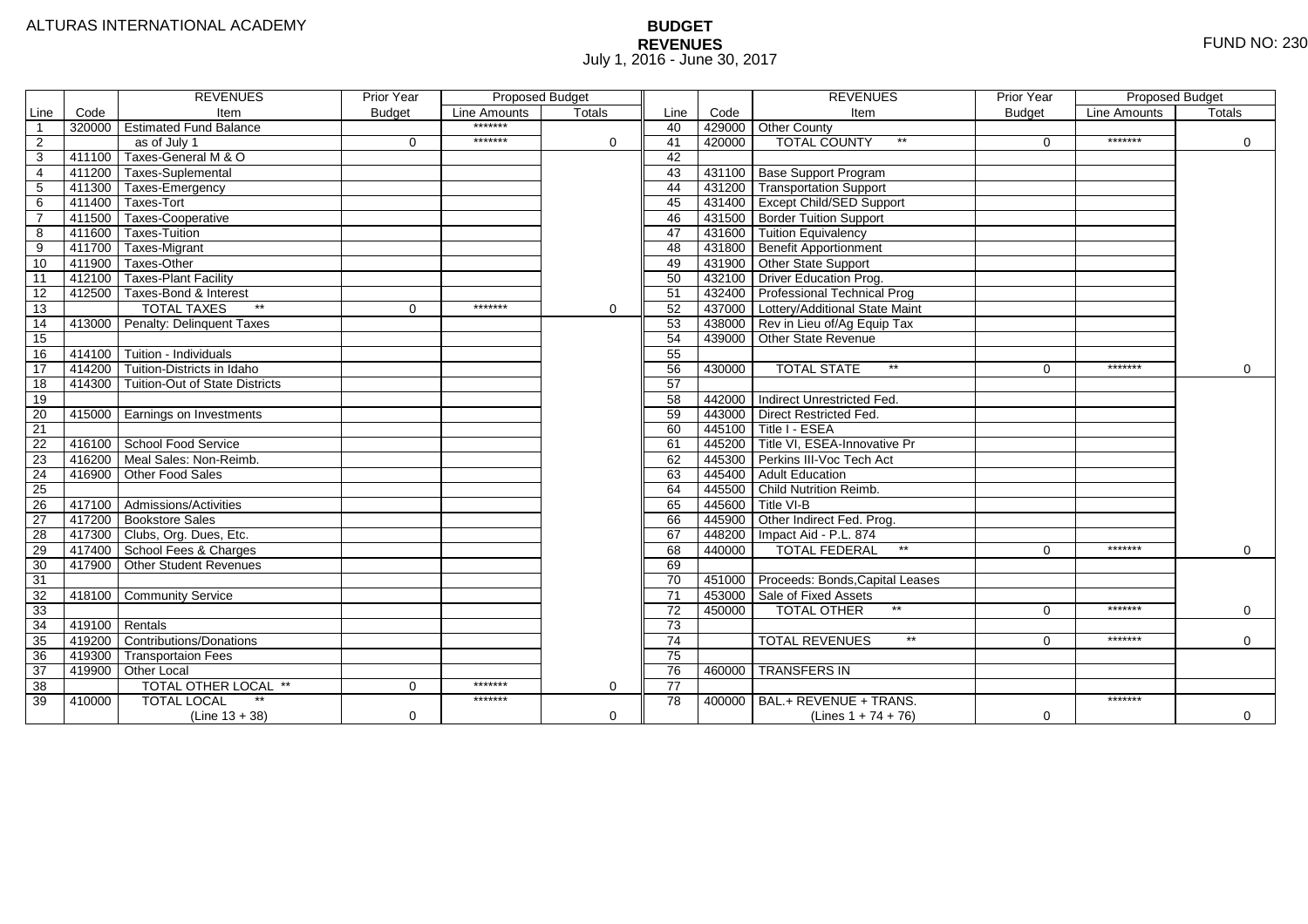ALTURAS INTERNATIONAL ACADEMY

# BUDGET
## REVENUES
July 1, 2016 - June 30, 2017

FUND NO: 230

| | | REVENUES | Prior Year | Proposed Budget | | | | REVENUES | Prior Year | Proposed Budget | |
|---|---|---|---|---|---|---|---|---|---|---|---|
| Line | Code | Item | Budget | Line Amounts | Totals | Line | Code | Item | Budget | Line Amounts | Totals |
| 1 | 320000 | Estimated Fund Balance | | ******* | | 40 | 429000 | Other County | | | |
| 2 | | as of July 1 | 0 | ******* | 0 | 41 | 420000 | TOTAL COUNTY ** | 0 | ******* | 0 |
| 3 | 411100 | Taxes-General M & O | | | | 42 | | | | | |
| 4 | 411200 | Taxes-Suplemental | | | | 43 | 431100 | Base Support Program | | | |
| 5 | 411300 | Taxes-Emergency | | | | 44 | 431200 | Transportation Support | | | |
| 6 | 411400 | Taxes-Tort | | | | 45 | 431400 | Except Child/SED Support | | | |
| 7 | 411500 | Taxes-Cooperative | | | | 46 | 431500 | Border Tuition Support | | | |
| 8 | 411600 | Taxes-Tuition | | | | 47 | 431600 | Tuition Equivalency | | | |
| 9 | 411700 | Taxes-Migrant | | | | 48 | 431800 | Benefit Apportionment | | | |
| 10 | 411900 | Taxes-Other | | | | 49 | 431900 | Other State Support | | | |
| 11 | 412100 | Taxes-Plant Facility | | | | 50 | 432100 | Driver Education Prog. | | | |
| 12 | 412500 | Taxes-Bond & Interest | | | | 51 | 432400 | Professional Technical Prog | | | |
| 13 | | TOTAL TAXES ** | 0 | ******* | 0 | 52 | 437000 | Lottery/Additional State Maint | | | |
| 14 | 413000 | Penalty: Delinquent Taxes | | | | 53 | 438000 | Rev in Lieu of/Ag Equip Tax | | | |
| 15 | | | | | | 54 | 439000 | Other State Revenue | | | |
| 16 | 414100 | Tuition - Individuals | | | | 55 | | | | | |
| 17 | 414200 | Tuition-Districts in Idaho | | | | 56 | 430000 | TOTAL STATE ** | 0 | ******* | 0 |
| 18 | 414300 | Tuition-Out of State Districts | | | | 57 | | | | | |
| 19 | | | | | | 58 | 442000 | Indirect Unrestricted Fed. | | | |
| 20 | 415000 | Earnings on Investments | | | | 59 | 443000 | Direct Restricted Fed. | | | |
| 21 | | | | | | 60 | 445100 | Title I - ESEA | | | |
| 22 | 416100 | School Food Service | | | | 61 | 445200 | Title VI, ESEA-Innovative Pr | | | |
| 23 | 416200 | Meal Sales: Non-Reimb. | | | | 62 | 445300 | Perkins III-Voc Tech Act | | | |
| 24 | 416900 | Other Food Sales | | | | 63 | 445400 | Adult Education | | | |
| 25 | | | | | | 64 | 445500 | Child Nutrition Reimb. | | | |
| 26 | 417100 | Admissions/Activities | | | | 65 | 445600 | Title VI-B | | | |
| 27 | 417200 | Bookstore Sales | | | | 66 | 445900 | Other Indirect Fed. Prog. | | | |
| 28 | 417300 | Clubs, Org. Dues, Etc. | | | | 67 | 448200 | Impact Aid - P.L. 874 | | | |
| 29 | 417400 | School Fees & Charges | | | | 68 | 440000 | TOTAL FEDERAL ** | 0 | ******* | 0 |
| 30 | 417900 | Other Student Revenues | | | | 69 | | | | | |
| 31 | | | | | | 70 | 451000 | Proceeds: Bonds,Capital Leases | | | |
| 32 | 418100 | Community Service | | | | 71 | 453000 | Sale of Fixed Assets | | | |
| 33 | | | | | | 72 | 450000 | TOTAL OTHER ** | 0 | ******* | 0 |
| 34 | 419100 | Rentals | | | | 73 | | | | | |
| 35 | 419200 | Contributions/Donations | | | | 74 | | TOTAL REVENUES ** | 0 | ******* | 0 |
| 36 | 419300 | Transportaion Fees | | | | 75 | | | | | |
| 37 | 419900 | Other Local | | | | 76 | 460000 | TRANSFERS IN | | | |
| 38 | | TOTAL OTHER LOCAL ** | 0 | ******* | 0 | 77 | | | | | |
| 39 | 410000 | TOTAL LOCAL ** (Line 13 + 38) | 0 | ******* | 0 | 78 | 400000 | BAL.+ REVENUE + TRANS. (Lines 1 + 74 + 76) | 0 | ******* | 0 |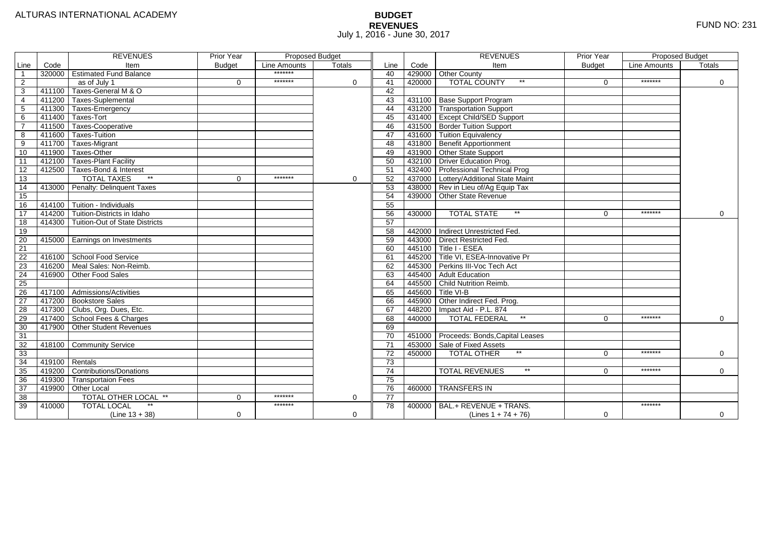ALTURAS INTERNATIONAL ACADEMY

# BUDGET
## REVENUES
July 1, 2016 - June 30, 2017

FUND NO: 231

| | | REVENUES | Prior Year | Proposed Budget | | | | REVENUES | Prior Year | Proposed Budget | |
|---|---|---|---|---|---|---|---|---|---|---|---|
| Line | Code | Item | Budget | Line Amounts | Totals | Line | Code | Item | Budget | Line Amounts | Totals |
| 1 | 320000 | Estimated Fund Balance | | ******* | | 40 | 429000 | Other County | | | |
| 2 | | as of July 1 | 0 | ******* | 0 | 41 | 420000 | TOTAL COUNTY ** | 0 | ******* | 0 |
| 3 | 411100 | Taxes-General M & O | | | | 42 | | | | | |
| 4 | 411200 | Taxes-Suplemental | | | | 43 | 431100 | Base Support Program | | | |
| 5 | 411300 | Taxes-Emergency | | | | 44 | 431200 | Transportation Support | | | |
| 6 | 411400 | Taxes-Tort | | | | 45 | 431400 | Except Child/SED Support | | | |
| 7 | 411500 | Taxes-Cooperative | | | | 46 | 431500 | Border Tuition Support | | | |
| 8 | 411600 | Taxes-Tuition | | | | 47 | 431600 | Tuition Equivalency | | | |
| 9 | 411700 | Taxes-Migrant | | | | 48 | 431800 | Benefit Apportionment | | | |
| 10 | 411900 | Taxes-Other | | | | 49 | 431900 | Other State Support | | | |
| 11 | 412100 | Taxes-Plant Facility | | | | 50 | 432100 | Driver Education Prog. | | | |
| 12 | 412500 | Taxes-Bond & Interest | | | | 51 | 432400 | Professional Technical Prog | | | |
| 13 | | TOTAL TAXES ** | 0 | ******* | 0 | 52 | 437000 | Lottery/Additional State Maint | | | |
| 14 | 413000 | Penalty: Delinquent Taxes | | | | 53 | 438000 | Rev in Lieu of/Ag Equip Tax | | | |
| 15 | | | | | | 54 | 439000 | Other State Revenue | | | |
| 16 | 414100 | Tuition - Individuals | | | | 55 | | | | | |
| 17 | 414200 | Tuition-Districts in Idaho | | | | 56 | 430000 | TOTAL STATE ** | 0 | ******* | 0 |
| 18 | 414300 | Tuition-Out of State Districts | | | | 57 | | | | | |
| 19 | | | | | | 58 | 442000 | Indirect Unrestricted Fed. | | | |
| 20 | 415000 | Earnings on Investments | | | | 59 | 443000 | Direct Restricted Fed. | | | |
| 21 | | | | | | 60 | 445100 | Title I - ESEA | | | |
| 22 | 416100 | School Food Service | | | | 61 | 445200 | Title VI, ESEA-Innovative Pr | | | |
| 23 | 416200 | Meal Sales: Non-Reimb. | | | | 62 | 445300 | Perkins III-Voc Tech Act | | | |
| 24 | 416900 | Other Food Sales | | | | 63 | 445400 | Adult Education | | | |
| 25 | | | | | | 64 | 445500 | Child Nutrition Reimb. | | | |
| 26 | 417100 | Admissions/Activities | | | | 65 | 445600 | Title VI-B | | | |
| 27 | 417200 | Bookstore Sales | | | | 66 | 445900 | Other Indirect Fed. Prog. | | | |
| 28 | 417300 | Clubs, Org. Dues, Etc. | | | | 67 | 448200 | Impact Aid - P.L. 874 | | | |
| 29 | 417400 | School Fees & Charges | | | | 68 | 440000 | TOTAL FEDERAL ** | 0 | ******* | 0 |
| 30 | 417900 | Other Student Revenues | | | | 69 | | | | | |
| 31 | | | | | | 70 | 451000 | Proceeds: Bonds,Capital Leases | | | |
| 32 | 418100 | Community Service | | | | 71 | 453000 | Sale of Fixed Assets | | | |
| 33 | | | | | | 72 | 450000 | TOTAL OTHER ** | 0 | ******* | 0 |
| 34 | 419100 | Rentals | | | | 73 | | | | | |
| 35 | 419200 | Contributions/Donations | | | | 74 | | TOTAL REVENUES ** | 0 | ******* | 0 |
| 36 | 419300 | Transportaion Fees | | | | 75 | | | | | |
| 37 | 419900 | Other Local | | | | 76 | 460000 | TRANSFERS IN | | | |
| 38 | | TOTAL OTHER LOCAL ** | 0 | ******* | 0 | 77 | | | | | |
| 39 | 410000 | TOTAL LOCAL ** (Line 13 + 38) | 0 | ******* | 0 | 78 | 400000 | BAL.+ REVENUE + TRANS. (Lines 1 + 74 + 76) | 0 | ******* | 0 |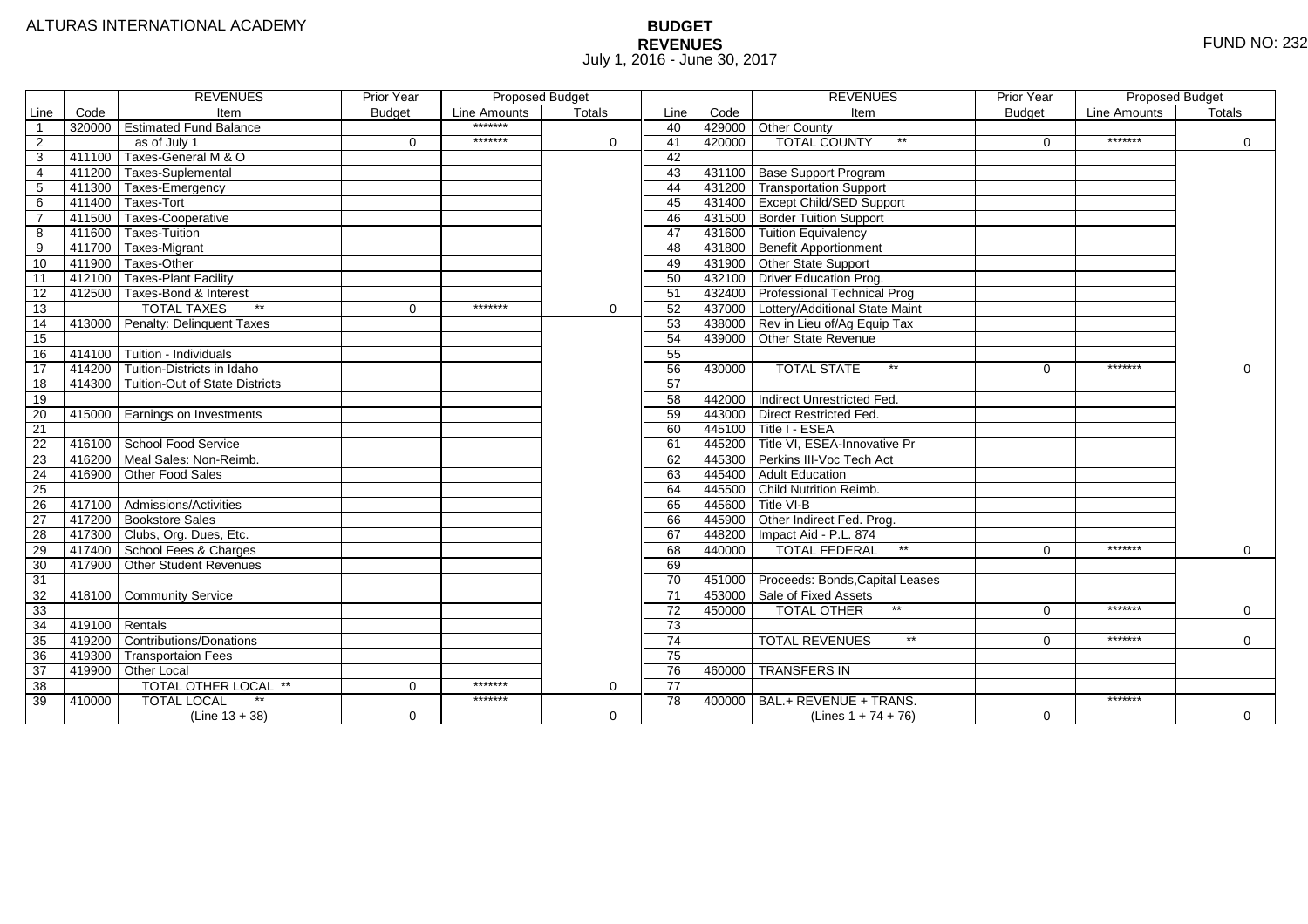ALTURAS INTERNATIONAL ACADEMY

# BUDGET
## REVENUES
July 1, 2016 - June 30, 2017

FUND NO: 232

| | | REVENUES | Prior Year | Proposed Budget | | | | REVENUES | Prior Year | Proposed Budget | |
|---|---|---|---|---|---|---|---|---|---|---|---|
| Line | Code | Item | Budget | Line Amounts | Totals | Line | Code | Item | Budget | Line Amounts | Totals |
| 1 | 320000 | Estimated Fund Balance | | ******* | | 40 | 429000 | Other County | | | |
| 2 | | as of July 1 | 0 | ******* | 0 | 41 | 420000 | TOTAL COUNTY ** | 0 | ******* | 0 |
| 3 | 411100 | Taxes-General M & O | | | | 42 | | | | | |
| 4 | 411200 | Taxes-Suplemental | | | | 43 | 431100 | Base Support Program | | | |
| 5 | 411300 | Taxes-Emergency | | | | 44 | 431200 | Transportation Support | | | |
| 6 | 411400 | Taxes-Tort | | | | 45 | 431400 | Except Child/SED Support | | | |
| 7 | 411500 | Taxes-Cooperative | | | | 46 | 431500 | Border Tuition Support | | | |
| 8 | 411600 | Taxes-Tuition | | | | 47 | 431600 | Tuition Equivalency | | | |
| 9 | 411700 | Taxes-Migrant | | | | 48 | 431800 | Benefit Apportionment | | | |
| 10 | 411900 | Taxes-Other | | | | 49 | 431900 | Other State Support | | | |
| 11 | 412100 | Taxes-Plant Facility | | | | 50 | 432100 | Driver Education Prog. | | | |
| 12 | 412500 | Taxes-Bond & Interest | | | | 51 | 432400 | Professional Technical Prog | | | |
| 13 | | TOTAL TAXES ** | 0 | ******* | 0 | 52 | 437000 | Lottery/Additional State Maint | | | |
| 14 | 413000 | Penalty: Delinquent Taxes | | | | 53 | 438000 | Rev in Lieu of/Ag Equip Tax | | | |
| 15 | | | | | | 54 | 439000 | Other State Revenue | | | |
| 16 | 414100 | Tuition - Individuals | | | | 55 | | | | | |
| 17 | 414200 | Tuition-Districts in Idaho | | | | 56 | 430000 | TOTAL STATE ** | 0 | ******* | 0 |
| 18 | 414300 | Tuition-Out of State Districts | | | | 57 | | | | | |
| 19 | | | | | | 58 | 442000 | Indirect Unrestricted Fed. | | | |
| 20 | 415000 | Earnings on Investments | | | | 59 | 443000 | Direct Restricted Fed. | | | |
| 21 | | | | | | 60 | 445100 | Title I - ESEA | | | |
| 22 | 416100 | School Food Service | | | | 61 | 445200 | Title VI, ESEA-Innovative Pr | | | |
| 23 | 416200 | Meal Sales: Non-Reimb. | | | | 62 | 445300 | Perkins III-Voc Tech Act | | | |
| 24 | 416900 | Other Food Sales | | | | 63 | 445400 | Adult Education | | | |
| 25 | | | | | | 64 | 445500 | Child Nutrition Reimb. | | | |
| 26 | 417100 | Admissions/Activities | | | | 65 | 445600 | Title VI-B | | | |
| 27 | 417200 | Bookstore Sales | | | | 66 | 445900 | Other Indirect Fed. Prog. | | | |
| 28 | 417300 | Clubs, Org. Dues, Etc. | | | | 67 | 448200 | Impact Aid - P.L. 874 | | | |
| 29 | 417400 | School Fees & Charges | | | | 68 | 440000 | TOTAL FEDERAL ** | 0 | ******* | 0 |
| 30 | 417900 | Other Student Revenues | | | | 69 | | | | | |
| 31 | | | | | | 70 | 451000 | Proceeds: Bonds,Capital Leases | | | |
| 32 | 418100 | Community Service | | | | 71 | 453000 | Sale of Fixed Assets | | | |
| 33 | | | | | | 72 | 450000 | TOTAL OTHER ** | 0 | ******* | 0 |
| 34 | 419100 | Rentals | | | | 73 | | | | | |
| 35 | 419200 | Contributions/Donations | | | | 74 | | TOTAL REVENUES ** | 0 | ******* | 0 |
| 36 | 419300 | Transportaion Fees | | | | 75 | | | | | |
| 37 | 419900 | Other Local | | | | 76 | 460000 | TRANSFERS IN | | | |
| 38 | | TOTAL OTHER LOCAL ** | 0 | ******* | 0 | 77 | | | | | |
| 39 | 410000 | TOTAL LOCAL ** (Line 13 + 38) | 0 | ******* | 0 | 78 | 400000 | BAL.+ REVENUE + TRANS. (Lines 1 + 74 + 76) | 0 | ******* | 0 |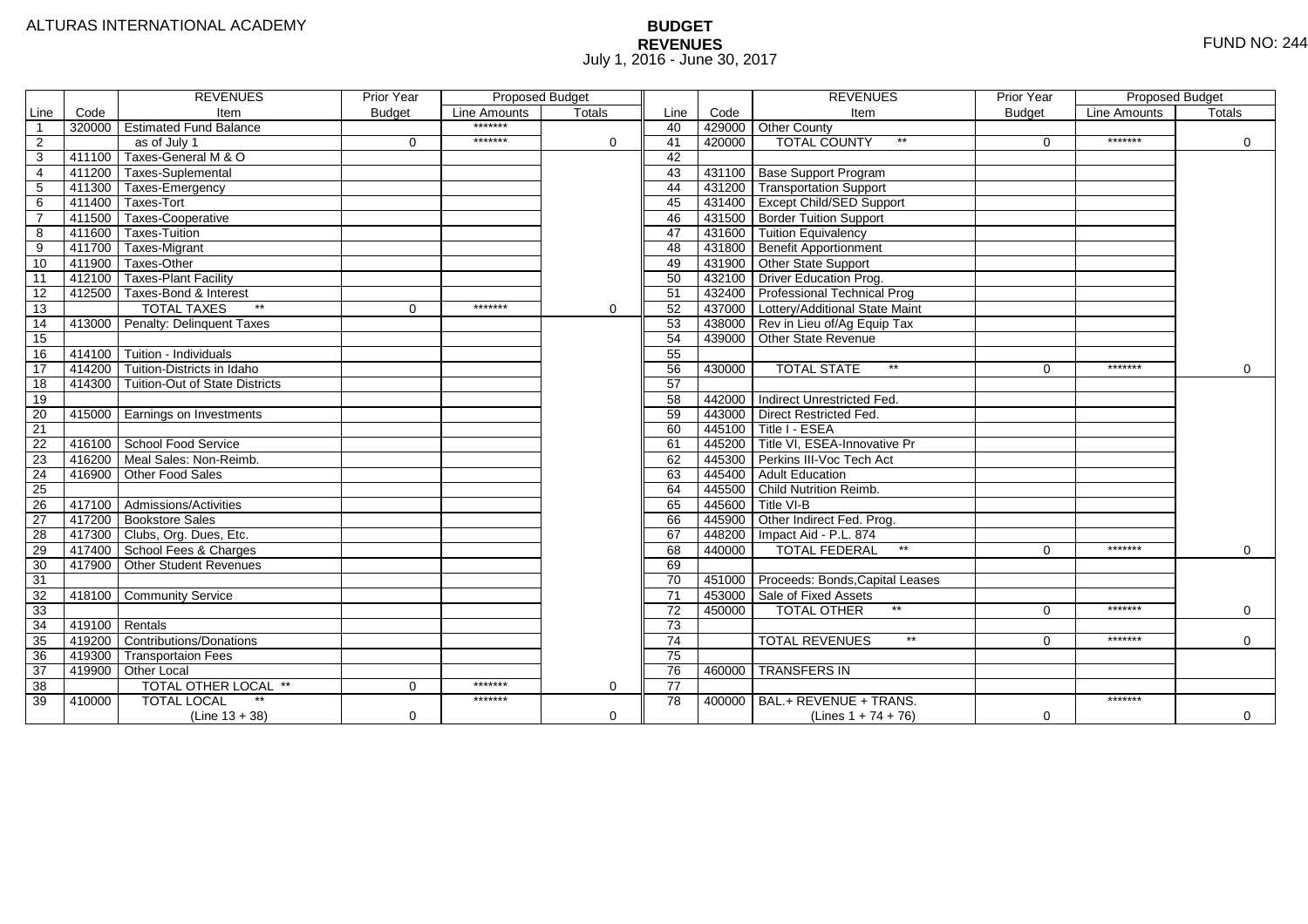ALTURAS INTERNATIONAL ACADEMY

# BUDGET
## REVENUES
July 1, 2016 - June 30, 2017

FUND NO: 244

| Line | Code | REVENUES Item | Prior Year Budget | Proposed Budget Line Amounts | Proposed Budget Totals | Line | Code | REVENUES Item | Prior Year Budget | Proposed Budget Line Amounts | Proposed Budget Totals |
|---|---|---|---|---|---|---|---|---|---|---|---|
| 1 | 320000 | Estimated Fund Balance | | ******* | | 40 | 429000 | Other County | | | |
| 2 | | as of July 1 | 0 | ******* | 0 | 41 | 420000 | TOTAL COUNTY ** | 0 | ******* | 0 |
| 3 | 411100 | Taxes-General M & O | | | | 42 | | | | | |
| 4 | 411200 | Taxes-Suplemental | | | | 43 | 431100 | Base Support Program | | | |
| 5 | 411300 | Taxes-Emergency | | | | 44 | 431200 | Transportation Support | | | |
| 6 | 411400 | Taxes-Tort | | | | 45 | 431400 | Except Child/SED Support | | | |
| 7 | 411500 | Taxes-Cooperative | | | | 46 | 431500 | Border Tuition Support | | | |
| 8 | 411600 | Taxes-Tuition | | | | 47 | 431600 | Tuition Equivalency | | | |
| 9 | 411700 | Taxes-Migrant | | | | 48 | 431800 | Benefit Apportionment | | | |
| 10 | 411900 | Taxes-Other | | | | 49 | 431900 | Other State Support | | | |
| 11 | 412100 | Taxes-Plant Facility | | | | 50 | 432100 | Driver Education Prog. | | | |
| 12 | 412500 | Taxes-Bond & Interest | | | | 51 | 432400 | Professional Technical Prog | | | |
| 13 | | TOTAL TAXES ** | 0 | ******* | 0 | 52 | 437000 | Lottery/Additional State Maint | | | |
| 14 | 413000 | Penalty: Delinquent Taxes | | | | 53 | 438000 | Rev in Lieu of/Ag Equip Tax | | | |
| 15 | | | | | | 54 | 439000 | Other State Revenue | | | |
| 16 | 414100 | Tuition - Individuals | | | | 55 | | | | | |
| 17 | 414200 | Tuition-Districts in Idaho | | | | 56 | 430000 | TOTAL STATE ** | 0 | ******* | 0 |
| 18 | 414300 | Tuition-Out of State Districts | | | | 57 | | | | | |
| 19 | | | | | | 58 | 442000 | Indirect Unrestricted Fed. | | | |
| 20 | 415000 | Earnings on Investments | | | | 59 | 443000 | Direct Restricted Fed. | | | |
| 21 | | | | | | 60 | 445100 | Title I - ESEA | | | |
| 22 | 416100 | School Food Service | | | | 61 | 445200 | Title VI, ESEA-Innovative Pr | | | |
| 23 | 416200 | Meal Sales: Non-Reimb. | | | | 62 | 445300 | Perkins III-Voc Tech Act | | | |
| 24 | 416900 | Other Food Sales | | | | 63 | 445400 | Adult Education | | | |
| 25 | | | | | | 64 | 445500 | Child Nutrition Reimb. | | | |
| 26 | 417100 | Admissions/Activities | | | | 65 | 445600 | Title VI-B | | | |
| 27 | 417200 | Bookstore Sales | | | | 66 | 445900 | Other Indirect Fed. Prog. | | | |
| 28 | 417300 | Clubs, Org. Dues, Etc. | | | | 67 | 448200 | Impact Aid - P.L. 874 | | | |
| 29 | 417400 | School Fees & Charges | | | | 68 | 440000 | TOTAL FEDERAL ** | 0 | ******* | 0 |
| 30 | 417900 | Other Student Revenues | | | | 69 | | | | | |
| 31 | | | | | | 70 | 451000 | Proceeds: Bonds,Capital Leases | | | |
| 32 | 418100 | Community Service | | | | 71 | 453000 | Sale of Fixed Assets | | | |
| 33 | | | | | | 72 | 450000 | TOTAL OTHER ** | 0 | ******* | 0 |
| 34 | 419100 | Rentals | | | | 73 | | | | | |
| 35 | 419200 | Contributions/Donations | | | | 74 | | TOTAL REVENUES ** | 0 | ******* | 0 |
| 36 | 419300 | Transportaion Fees | | | | 75 | | | | | |
| 37 | 419900 | Other Local | | | | 76 | 460000 | TRANSFERS IN | | | |
| 38 | | TOTAL OTHER LOCAL ** | 0 | ******* | 0 | 77 | | | | | |
| 39 | 410000 | TOTAL LOCAL ** (Line 13 + 38) | 0 | ******* | 0 | 78 | 400000 | BAL.+ REVENUE + TRANS. (Lines 1 + 74 + 76) | 0 | ******* | 0 |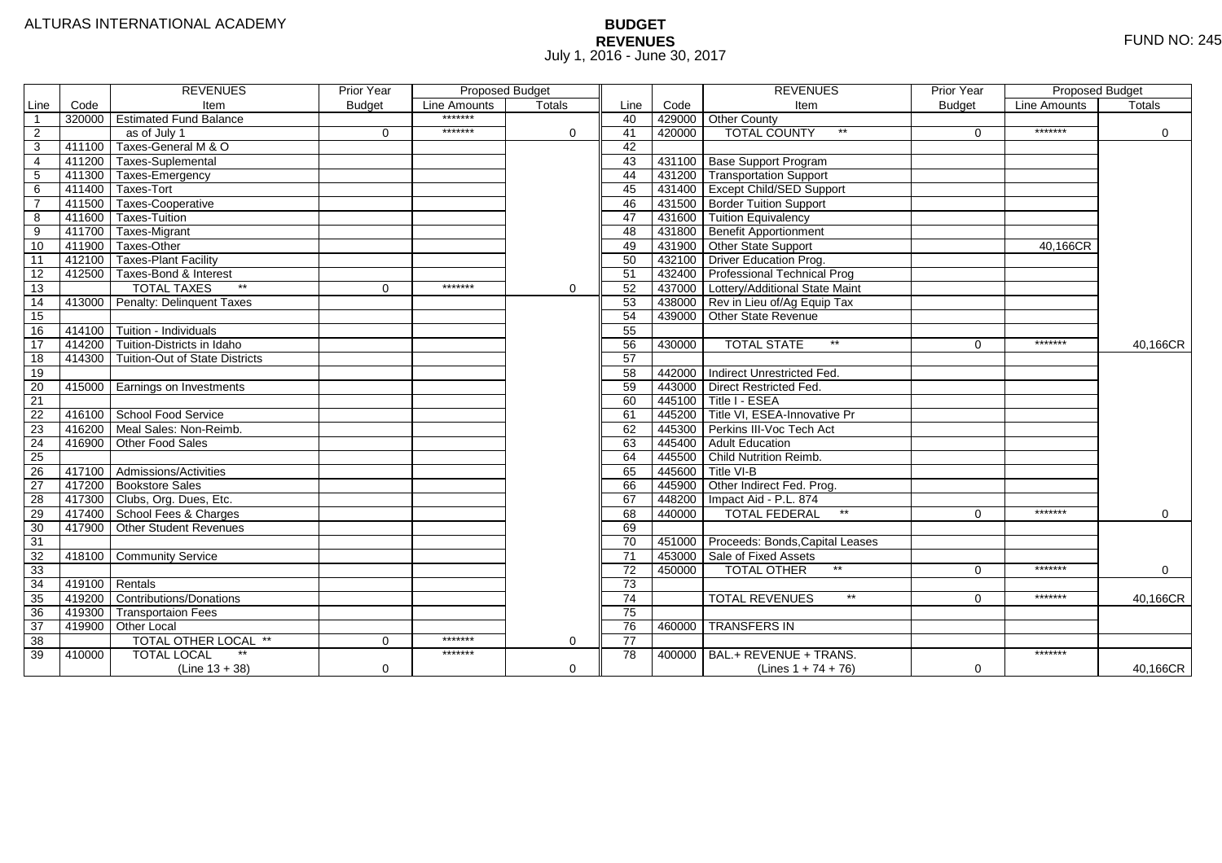ALTURAS INTERNATIONAL ACADEMY

# BUDGET
## REVENUES
July 1, 2016 - June 30, 2017

FUND NO: 245

| | | REVENUES | Prior Year | Proposed Budget | | | | REVENUES | Prior Year | Proposed Budget | |
|---|---|---|---|---|---|---|---|---|---|---|---|
| Line | Code | Item | Budget | Line Amounts | Totals | Line | Code | Item | Budget | Line Amounts | Totals |
| 1 | 320000 | Estimated Fund Balance | | ******* | | 40 | 429000 | Other County | | | |
| 2 | | as of July 1 | 0 | ******* | 0 | 41 | 420000 | TOTAL COUNTY ** | 0 | ******* | 0 |
| 3 | 411100 | Taxes-General M & O | | | | 42 | | | | | |
| 4 | 411200 | Taxes-Suplemental | | | | 43 | 431100 | Base Support Program | | | |
| 5 | 411300 | Taxes-Emergency | | | | 44 | 431200 | Transportation Support | | | |
| 6 | 411400 | Taxes-Tort | | | | 45 | 431400 | Except Child/SED Support | | | |
| 7 | 411500 | Taxes-Cooperative | | | | 46 | 431500 | Border Tuition Support | | | |
| 8 | 411600 | Taxes-Tuition | | | | 47 | 431600 | Tuition Equivalency | | | |
| 9 | 411700 | Taxes-Migrant | | | | 48 | 431800 | Benefit Apportionment | | | |
| 10 | 411900 | Taxes-Other | | | | 49 | 431900 | Other State Support | | 40,166CR | |
| 11 | 412100 | Taxes-Plant Facility | | | | 50 | 432100 | Driver Education Prog. | | | |
| 12 | 412500 | Taxes-Bond & Interest | | | | 51 | 432400 | Professional Technical Prog | | | |
| 13 | | TOTAL TAXES ** | 0 | ******* | 0 | 52 | 437000 | Lottery/Additional State Maint | | | |
| 14 | 413000 | Penalty: Delinquent Taxes | | | | 53 | 438000 | Rev in Lieu of/Ag Equip Tax | | | |
| 15 | | | | | | 54 | 439000 | Other State Revenue | | | |
| 16 | 414100 | Tuition - Individuals | | | | 55 | | | | | |
| 17 | 414200 | Tuition-Districts in Idaho | | | | 56 | 430000 | TOTAL STATE ** | 0 | ******* | 40,166CR |
| 18 | 414300 | Tuition-Out of State Districts | | | | 57 | | | | | |
| 19 | | | | | | 58 | 442000 | Indirect Unrestricted Fed. | | | |
| 20 | 415000 | Earnings on Investments | | | | 59 | 443000 | Direct Restricted Fed. | | | |
| 21 | | | | | | 60 | 445100 | Title I - ESEA | | | |
| 22 | 416100 | School Food Service | | | | 61 | 445200 | Title VI, ESEA-Innovative Pr | | | |
| 23 | 416200 | Meal Sales: Non-Reimb. | | | | 62 | 445300 | Perkins III-Voc Tech Act | | | |
| 24 | 416900 | Other Food Sales | | | | 63 | 445400 | Adult Education | | | |
| 25 | | | | | | 64 | 445500 | Child Nutrition Reimb. | | | |
| 26 | 417100 | Admissions/Activities | | | | 65 | 445600 | Title VI-B | | | |
| 27 | 417200 | Bookstore Sales | | | | 66 | 445900 | Other Indirect Fed. Prog. | | | |
| 28 | 417300 | Clubs, Org. Dues, Etc. | | | | 67 | 448200 | Impact Aid - P.L. 874 | | | |
| 29 | 417400 | School Fees & Charges | | | | 68 | 440000 | TOTAL FEDERAL ** | 0 | ******* | 0 |
| 30 | 417900 | Other Student Revenues | | | | 69 | | | | | |
| 31 | | | | | | 70 | 451000 | Proceeds: Bonds,Capital Leases | | | |
| 32 | 418100 | Community Service | | | | 71 | 453000 | Sale of Fixed Assets | | | |
| 33 | | | | | | 72 | 450000 | TOTAL OTHER ** | 0 | ******* | 0 |
| 34 | 419100 | Rentals | | | | 73 | | | | | |
| 35 | 419200 | Contributions/Donations | | | | 74 | | TOTAL REVENUES ** | 0 | ******* | 40,166CR |
| 36 | 419300 | Transportaion Fees | | | | 75 | | | | | |
| 37 | 419900 | Other Local | | | | 76 | 460000 | TRANSFERS IN | | | |
| 38 | | TOTAL OTHER LOCAL ** | 0 | ******* | 0 | 77 | | | | | |
| 39 | 410000 | TOTAL LOCAL ** (Line 13 + 38) | 0 | ******* | 0 | 78 | 400000 | BAL.+ REVENUE + TRANS. (Lines 1 + 74 + 76) | 0 | ******* | 40,166CR |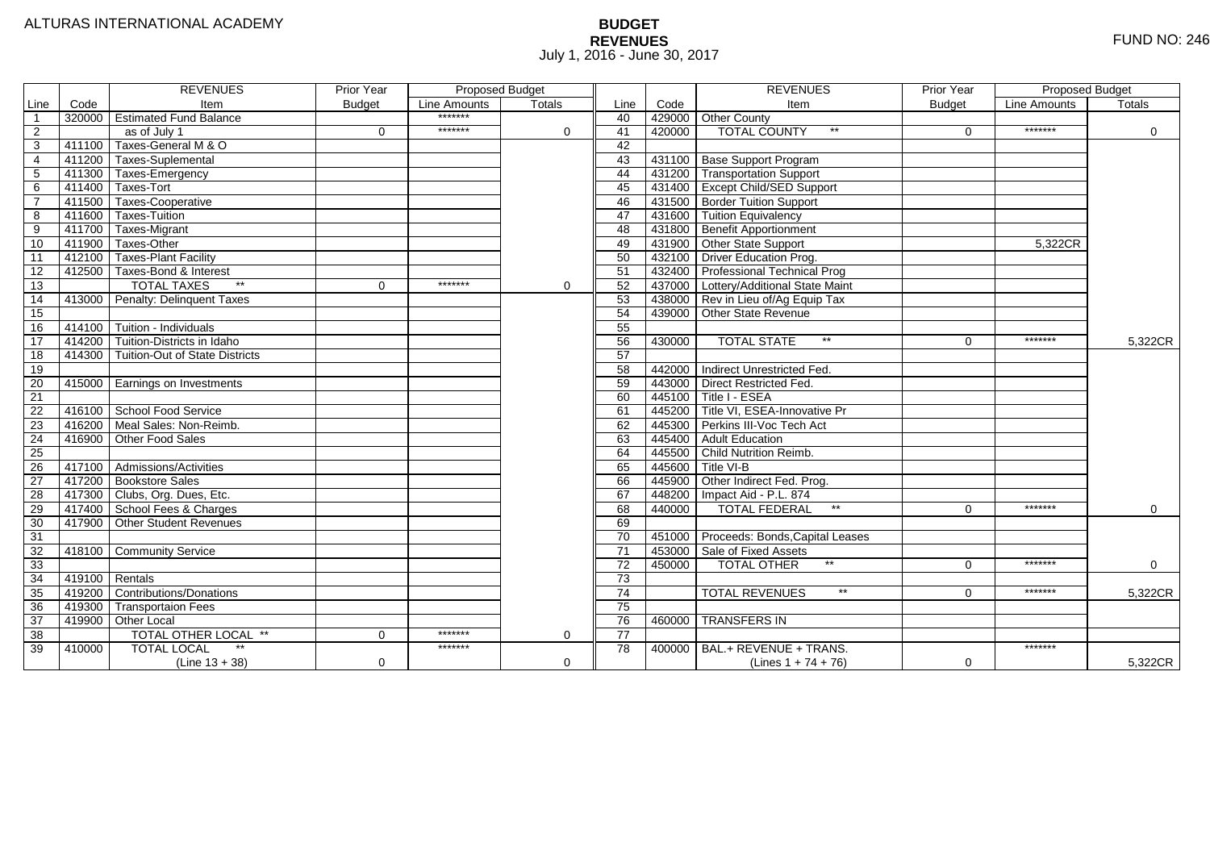ALTURAS INTERNATIONAL ACADEMY

# BUDGET
## REVENUES
July 1, 2016 - June 30, 2017

FUND NO: 246

| Line | Code | REVENUES Item | Prior Year Budget | Proposed Budget Line Amounts | Proposed Budget Totals | Line | Code | REVENUES Item | Prior Year Budget | Proposed Budget Line Amounts | Proposed Budget Totals |
|---|---|---|---|---|---|---|---|---|---|---|---|
| 1 | 320000 | Estimated Fund Balance | | ******* | | 40 | 429000 | Other County | | | |
| 2 | | as of July 1 | 0 | ******* | 0 | 41 | 420000 | TOTAL COUNTY ** | 0 | ******* | 0 |
| 3 | 411100 | Taxes-General M & O | | | | 42 | | | | | |
| 4 | 411200 | Taxes-Suplemental | | | | 43 | 431100 | Base Support Program | | | |
| 5 | 411300 | Taxes-Emergency | | | | 44 | 431200 | Transportation Support | | | |
| 6 | 411400 | Taxes-Tort | | | | 45 | 431400 | Except Child/SED Support | | | |
| 7 | 411500 | Taxes-Cooperative | | | | 46 | 431500 | Border Tuition Support | | | |
| 8 | 411600 | Taxes-Tuition | | | | 47 | 431600 | Tuition Equivalency | | | |
| 9 | 411700 | Taxes-Migrant | | | | 48 | 431800 | Benefit Apportionment | | | |
| 10 | 411900 | Taxes-Other | | | | 49 | 431900 | Other State Support | | 5,322CR | |
| 11 | 412100 | Taxes-Plant Facility | | | | 50 | 432100 | Driver Education Prog. | | | |
| 12 | 412500 | Taxes-Bond & Interest | | | | 51 | 432400 | Professional Technical Prog | | | |
| 13 | | TOTAL TAXES ** | 0 | ******* | 0 | 52 | 437000 | Lottery/Additional State Maint | | | |
| 14 | 413000 | Penalty: Delinquent Taxes | | | | 53 | 438000 | Rev in Lieu of/Ag Equip Tax | | | |
| 15 | | | | | | 54 | 439000 | Other State Revenue | | | |
| 16 | 414100 | Tuition - Individuals | | | | 55 | | | | | |
| 17 | 414200 | Tuition-Districts in Idaho | | | | 56 | 430000 | TOTAL STATE ** | 0 | ******* | 5,322CR |
| 18 | 414300 | Tuition-Out of State Districts | | | | 57 | | | | | |
| 19 | | | | | | 58 | 442000 | Indirect Unrestricted Fed. | | | |
| 20 | 415000 | Earnings on Investments | | | | 59 | 443000 | Direct Restricted Fed. | | | |
| 21 | | | | | | 60 | 445100 | Title I - ESEA | | | |
| 22 | 416100 | School Food Service | | | | 61 | 445200 | Title VI, ESEA-Innovative Pr | | | |
| 23 | 416200 | Meal Sales: Non-Reimb. | | | | 62 | 445300 | Perkins III-Voc Tech Act | | | |
| 24 | 416900 | Other Food Sales | | | | 63 | 445400 | Adult Education | | | |
| 25 | | | | | | 64 | 445500 | Child Nutrition Reimb. | | | |
| 26 | 417100 | Admissions/Activities | | | | 65 | 445600 | Title VI-B | | | |
| 27 | 417200 | Bookstore Sales | | | | 66 | 445900 | Other Indirect Fed. Prog. | | | |
| 28 | 417300 | Clubs, Org. Dues, Etc. | | | | 67 | 448200 | Impact Aid - P.L. 874 | | | |
| 29 | 417400 | School Fees & Charges | | | | 68 | 440000 | TOTAL FEDERAL ** | 0 | ******* | 0 |
| 30 | 417900 | Other Student Revenues | | | | 69 | | | | | |
| 31 | | | | | | 70 | 451000 | Proceeds: Bonds,Capital Leases | | | |
| 32 | 418100 | Community Service | | | | 71 | 453000 | Sale of Fixed Assets | | | |
| 33 | | | | | | 72 | 450000 | TOTAL OTHER ** | 0 | ******* | 0 |
| 34 | 419100 | Rentals | | | | 73 | | | | | |
| 35 | 419200 | Contributions/Donations | | | | 74 | | TOTAL REVENUES ** | 0 | ******* | 5,322CR |
| 36 | 419300 | Transportaion Fees | | | | 75 | | | | | |
| 37 | 419900 | Other Local | | | | 76 | 460000 | TRANSFERS IN | | | |
| 38 | | TOTAL OTHER LOCAL ** | 0 | ******* | 0 | 77 | | | | | |
| 39 | 410000 | TOTAL LOCAL ** (Line 13 + 38) | 0 | ******* | 0 | 78 | 400000 | BAL.+ REVENUE + TRANS. (Lines 1 + 74 + 76) | 0 | ******* | 5,322CR |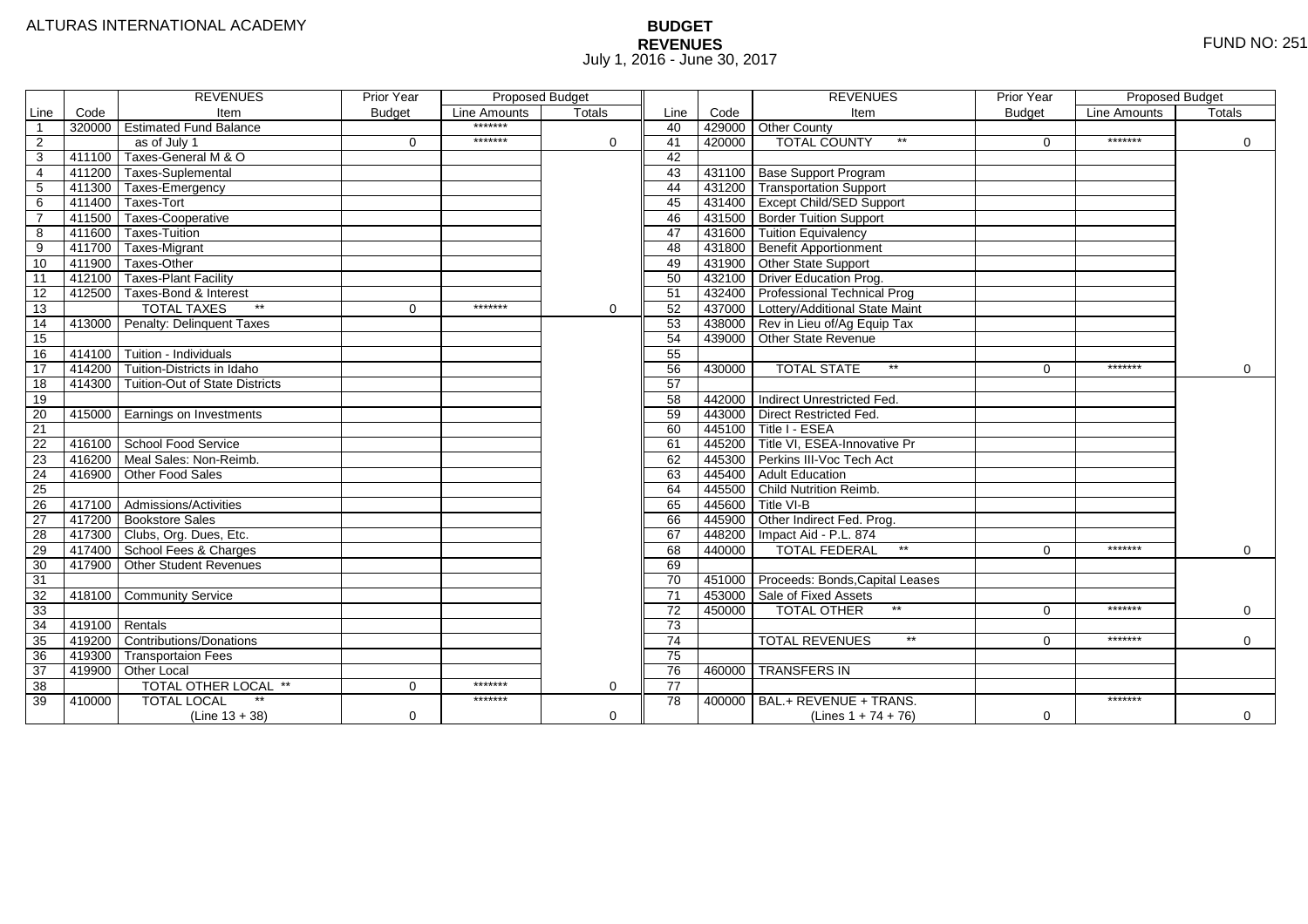ALTURAS INTERNATIONAL ACADEMY

# BUDGET
## REVENUES
July 1, 2016 - June 30, 2017

FUND NO: 251

| | | REVENUES | Prior Year | Proposed Budget | | | | REVENUES | Prior Year | Proposed Budget | |
|---|---|---|---|---|---|---|---|---|---|---|---|
| Line | Code | Item | Budget | Line Amounts | Totals | Line | Code | Item | Budget | Line Amounts | Totals |
| 1 | 320000 | Estimated Fund Balance | | ******* | | 40 | 429000 | Other County | | | |
| 2 | | as of July 1 | 0 | ******* | 0 | 41 | 420000 | TOTAL COUNTY ** | 0 | ******* | 0 |
| 3 | 411100 | Taxes-General M & O | | | | 42 | | | | | |
| 4 | 411200 | Taxes-Suplemental | | | | 43 | 431100 | Base Support Program | | | |
| 5 | 411300 | Taxes-Emergency | | | | 44 | 431200 | Transportation Support | | | |
| 6 | 411400 | Taxes-Tort | | | | 45 | 431400 | Except Child/SED Support | | | |
| 7 | 411500 | Taxes-Cooperative | | | | 46 | 431500 | Border Tuition Support | | | |
| 8 | 411600 | Taxes-Tuition | | | | 47 | 431600 | Tuition Equivalency | | | |
| 9 | 411700 | Taxes-Migrant | | | | 48 | 431800 | Benefit Apportionment | | | |
| 10 | 411900 | Taxes-Other | | | | 49 | 431900 | Other State Support | | | |
| 11 | 412100 | Taxes-Plant Facility | | | | 50 | 432100 | Driver Education Prog. | | | |
| 12 | 412500 | Taxes-Bond & Interest | | | | 51 | 432400 | Professional Technical Prog | | | |
| 13 | | TOTAL TAXES ** | 0 | ******* | 0 | 52 | 437000 | Lottery/Additional State Maint | | | |
| 14 | 413000 | Penalty: Delinquent Taxes | | | | 53 | 438000 | Rev in Lieu of/Ag Equip Tax | | | |
| 15 | | | | | | 54 | 439000 | Other State Revenue | | | |
| 16 | 414100 | Tuition - Individuals | | | | 55 | | | | | |
| 17 | 414200 | Tuition-Districts in Idaho | | | | 56 | 430000 | TOTAL STATE ** | 0 | ******* | 0 |
| 18 | 414300 | Tuition-Out of State Districts | | | | 57 | | | | | |
| 19 | | | | | | 58 | 442000 | Indirect Unrestricted Fed. | | | |
| 20 | 415000 | Earnings on Investments | | | | 59 | 443000 | Direct Restricted Fed. | | | |
| 21 | | | | | | 60 | 445100 | Title I - ESEA | | | |
| 22 | 416100 | School Food Service | | | | 61 | 445200 | Title VI, ESEA-Innovative Pr | | | |
| 23 | 416200 | Meal Sales: Non-Reimb. | | | | 62 | 445300 | Perkins III-Voc Tech Act | | | |
| 24 | 416900 | Other Food Sales | | | | 63 | 445400 | Adult Education | | | |
| 25 | | | | | | 64 | 445500 | Child Nutrition Reimb. | | | |
| 26 | 417100 | Admissions/Activities | | | | 65 | 445600 | Title VI-B | | | |
| 27 | 417200 | Bookstore Sales | | | | 66 | 445900 | Other Indirect Fed. Prog. | | | |
| 28 | 417300 | Clubs, Org. Dues, Etc. | | | | 67 | 448200 | Impact Aid - P.L. 874 | | | |
| 29 | 417400 | School Fees & Charges | | | | 68 | 440000 | TOTAL FEDERAL ** | 0 | ******* | 0 |
| 30 | 417900 | Other Student Revenues | | | | 69 | | | | | |
| 31 | | | | | | 70 | 451000 | Proceeds: Bonds,Capital Leases | | | |
| 32 | 418100 | Community Service | | | | 71 | 453000 | Sale of Fixed Assets | | | |
| 33 | | | | | | 72 | 450000 | TOTAL OTHER ** | 0 | ******* | 0 |
| 34 | 419100 | Rentals | | | | 73 | | | | | |
| 35 | 419200 | Contributions/Donations | | | | 74 | | TOTAL REVENUES ** | 0 | ******* | 0 |
| 36 | 419300 | Transportaion Fees | | | | 75 | | | | | |
| 37 | 419900 | Other Local | | | | 76 | 460000 | TRANSFERS IN | | | |
| 38 | | TOTAL OTHER LOCAL ** | 0 | ******* | 0 | 77 | | | | | |
| 39 | 410000 | TOTAL LOCAL ** (Line 13 + 38) | 0 | ******* | 0 | 78 | 400000 | BAL.+ REVENUE + TRANS. (Lines 1 + 74 + 76) | 0 | ******* | 0 |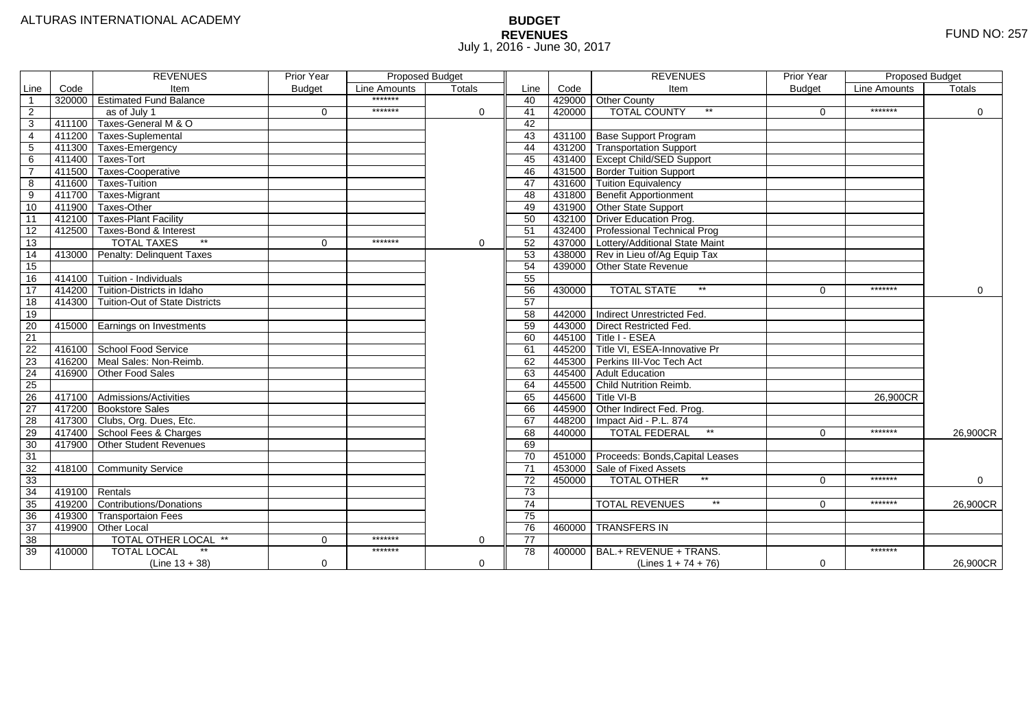ALTURAS INTERNATIONAL ACADEMY

# BUDGET
## REVENUES
July 1, 2016 - June 30, 2017

FUND NO: 257

| Line | Code | REVENUES Item | Prior Year Budget | Proposed Budget Line Amounts | Proposed Budget Totals | Line | Code | REVENUES Item | Prior Year Budget | Proposed Budget Line Amounts | Proposed Budget Totals |
|---|---|---|---|---|---|---|---|---|---|---|---|
| 1 | 320000 | Estimated Fund Balance | | ******* | | 40 | 429000 | Other County | | | |
| 2 | | as of July 1 | 0 | ******* | 0 | 41 | 420000 | TOTAL COUNTY ** | 0 | ******* | 0 |
| 3 | 411100 | Taxes-General M & O | | | | 42 | | | | | |
| 4 | 411200 | Taxes-Suplemental | | | | 43 | 431100 | Base Support Program | | | |
| 5 | 411300 | Taxes-Emergency | | | | 44 | 431200 | Transportation Support | | | |
| 6 | 411400 | Taxes-Tort | | | | 45 | 431400 | Except Child/SED Support | | | |
| 7 | 411500 | Taxes-Cooperative | | | | 46 | 431500 | Border Tuition Support | | | |
| 8 | 411600 | Taxes-Tuition | | | | 47 | 431600 | Tuition Equivalency | | | |
| 9 | 411700 | Taxes-Migrant | | | | 48 | 431800 | Benefit Apportionment | | | |
| 10 | 411900 | Taxes-Other | | | | 49 | 431900 | Other State Support | | | |
| 11 | 412100 | Taxes-Plant Facility | | | | 50 | 432100 | Driver Education Prog. | | | |
| 12 | 412500 | Taxes-Bond & Interest | | | | 51 | 432400 | Professional Technical Prog | | | |
| 13 | | TOTAL TAXES ** | 0 | ******* | 0 | 52 | 437000 | Lottery/Additional State Maint | | | |
| 14 | 413000 | Penalty: Delinquent Taxes | | | | 53 | 438000 | Rev in Lieu of/Ag Equip Tax | | | |
| 15 | | | | | | 54 | 439000 | Other State Revenue | | | |
| 16 | 414100 | Tuition - Individuals | | | | 55 | | | | | |
| 17 | 414200 | Tuition-Districts in Idaho | | | | 56 | 430000 | TOTAL STATE ** | 0 | ******* | 0 |
| 18 | 414300 | Tuition-Out of State Districts | | | | 57 | | | | | |
| 19 | | | | | | 58 | 442000 | Indirect Unrestricted Fed. | | | |
| 20 | 415000 | Earnings on Investments | | | | 59 | 443000 | Direct Restricted Fed. | | | |
| 21 | | | | | | 60 | 445100 | Title I - ESEA | | | |
| 22 | 416100 | School Food Service | | | | 61 | 445200 | Title VI, ESEA-Innovative Pr | | | |
| 23 | 416200 | Meal Sales: Non-Reimb. | | | | 62 | 445300 | Perkins III-Voc Tech Act | | | |
| 24 | 416900 | Other Food Sales | | | | 63 | 445400 | Adult Education | | | |
| 25 | | | | | | 64 | 445500 | Child Nutrition Reimb. | | | |
| 26 | 417100 | Admissions/Activities | | | | 65 | 445600 | Title VI-B | | 26,900CR | |
| 27 | 417200 | Bookstore Sales | | | | 66 | 445900 | Other Indirect Fed. Prog. | | | |
| 28 | 417300 | Clubs, Org. Dues, Etc. | | | | 67 | 448200 | Impact Aid - P.L. 874 | | | |
| 29 | 417400 | School Fees & Charges | | | | 68 | 440000 | TOTAL FEDERAL ** | 0 | ******* | 26,900CR |
| 30 | 417900 | Other Student Revenues | | | | 69 | | | | | |
| 31 | | | | | | 70 | 451000 | Proceeds: Bonds,Capital Leases | | | |
| 32 | 418100 | Community Service | | | | 71 | 453000 | Sale of Fixed Assets | | | |
| 33 | | | | | | 72 | 450000 | TOTAL OTHER ** | 0 | ******* | 0 |
| 34 | 419100 | Rentals | | | | 73 | | | | | |
| 35 | 419200 | Contributions/Donations | | | | 74 | | TOTAL REVENUES ** | 0 | ******* | 26,900CR |
| 36 | 419300 | Transportaion Fees | | | | 75 | | | | | |
| 37 | 419900 | Other Local | | | | 76 | 460000 | TRANSFERS IN | | | |
| 38 | | TOTAL OTHER LOCAL ** | 0 | ******* | 0 | 77 | | | | | |
| 39 | 410000 | TOTAL LOCAL ** (Line 13 + 38) | 0 | ******* | 0 | 78 | 400000 | BAL.+ REVENUE + TRANS. (Lines 1 + 74 + 76) | 0 | ******* | 26,900CR |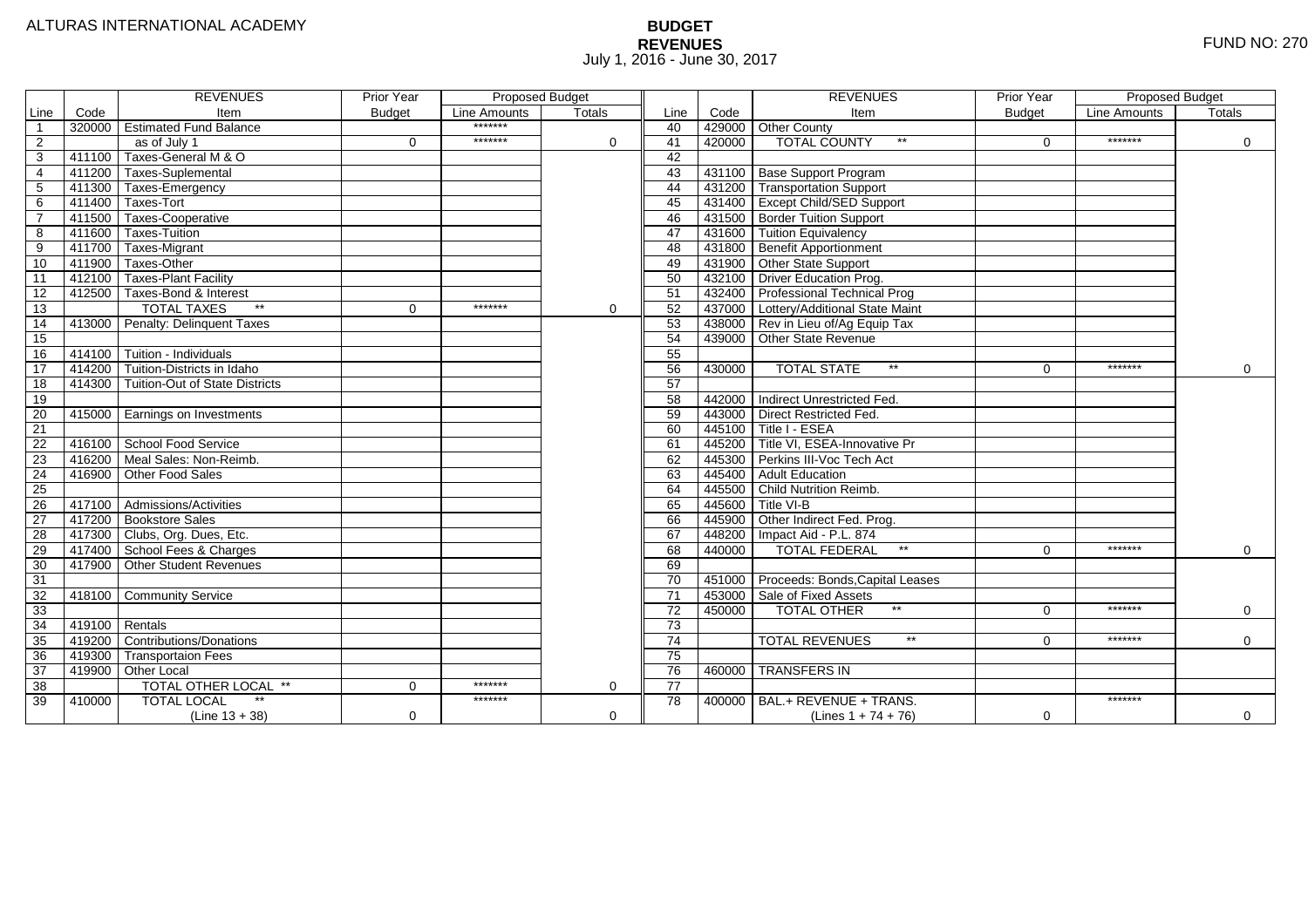ALTURAS INTERNATIONAL ACADEMY

# BUDGET
## REVENUES
July 1, 2016 - June 30, 2017

FUND NO: 270

| Line | Code | REVENUES Item | Prior Year Budget | Proposed Budget Line Amounts | Proposed Budget Totals | Line | Code | REVENUES Item | Prior Year Budget | Proposed Budget Line Amounts | Proposed Budget Totals |
|---|---|---|---|---|---|---|---|---|---|---|---|
| 1 | 320000 | Estimated Fund Balance | | ******* | | 40 | 429000 | Other County | | | |
| 2 | | as of July 1 | 0 | ******* | 0 | 41 | 420000 | TOTAL COUNTY ** | 0 | ******* | 0 |
| 3 | 411100 | Taxes-General M & O | | | | 42 | | | | | |
| 4 | 411200 | Taxes-Suplemental | | | | 43 | 431100 | Base Support Program | | | |
| 5 | 411300 | Taxes-Emergency | | | | 44 | 431200 | Transportation Support | | | |
| 6 | 411400 | Taxes-Tort | | | | 45 | 431400 | Except Child/SED Support | | | |
| 7 | 411500 | Taxes-Cooperative | | | | 46 | 431500 | Border Tuition Support | | | |
| 8 | 411600 | Taxes-Tuition | | | | 47 | 431600 | Tuition Equivalency | | | |
| 9 | 411700 | Taxes-Migrant | | | | 48 | 431800 | Benefit Apportionment | | | |
| 10 | 411900 | Taxes-Other | | | | 49 | 431900 | Other State Support | | | |
| 11 | 412100 | Taxes-Plant Facility | | | | 50 | 432100 | Driver Education Prog. | | | |
| 12 | 412500 | Taxes-Bond & Interest | | | | 51 | 432400 | Professional Technical Prog | | | |
| 13 | | TOTAL TAXES ** | 0 | ******* | 0 | 52 | 437000 | Lottery/Additional State Maint | | | |
| 14 | 413000 | Penalty: Delinquent Taxes | | | | 53 | 438000 | Rev in Lieu of/Ag Equip Tax | | | |
| 15 | | | | | | 54 | 439000 | Other State Revenue | | | |
| 16 | 414100 | Tuition - Individuals | | | | 55 | | | | | |
| 17 | 414200 | Tuition-Districts in Idaho | | | | 56 | 430000 | TOTAL STATE ** | 0 | ******* | 0 |
| 18 | 414300 | Tuition-Out of State Districts | | | | 57 | | | | | |
| 19 | | | | | | 58 | 442000 | Indirect Unrestricted Fed. | | | |
| 20 | 415000 | Earnings on Investments | | | | 59 | 443000 | Direct Restricted Fed. | | | |
| 21 | | | | | | 60 | 445100 | Title I - ESEA | | | |
| 22 | 416100 | School Food Service | | | | 61 | 445200 | Title VI, ESEA-Innovative Pr | | | |
| 23 | 416200 | Meal Sales: Non-Reimb. | | | | 62 | 445300 | Perkins III-Voc Tech Act | | | |
| 24 | 416900 | Other Food Sales | | | | 63 | 445400 | Adult Education | | | |
| 25 | | | | | | 64 | 445500 | Child Nutrition Reimb. | | | |
| 26 | 417100 | Admissions/Activities | | | | 65 | 445600 | Title VI-B | | | |
| 27 | 417200 | Bookstore Sales | | | | 66 | 445900 | Other Indirect Fed. Prog. | | | |
| 28 | 417300 | Clubs, Org. Dues, Etc. | | | | 67 | 448200 | Impact Aid - P.L. 874 | | | |
| 29 | 417400 | School Fees & Charges | | | | 68 | 440000 | TOTAL FEDERAL ** | 0 | ******* | 0 |
| 30 | 417900 | Other Student Revenues | | | | 69 | | | | | |
| 31 | | | | | | 70 | 451000 | Proceeds: Bonds,Capital Leases | | | |
| 32 | 418100 | Community Service | | | | 71 | 453000 | Sale of Fixed Assets | | | |
| 33 | | | | | | 72 | 450000 | TOTAL OTHER ** | 0 | ******* | 0 |
| 34 | 419100 | Rentals | | | | 73 | | | | | |
| 35 | 419200 | Contributions/Donations | | | | 74 | | TOTAL REVENUES ** | 0 | ******* | 0 |
| 36 | 419300 | Transportaion Fees | | | | 75 | | | | | |
| 37 | 419900 | Other Local | | | | 76 | 460000 | TRANSFERS IN | | | |
| 38 | | TOTAL OTHER LOCAL ** | 0 | ******* | 0 | 77 | | | | | |
| 39 | 410000 | TOTAL LOCAL ** (Line 13 + 38) | 0 | ******* | 0 | 78 | 400000 | BAL.+ REVENUE + TRANS. (Lines 1 + 74 + 76) | 0 | ******* | 0 |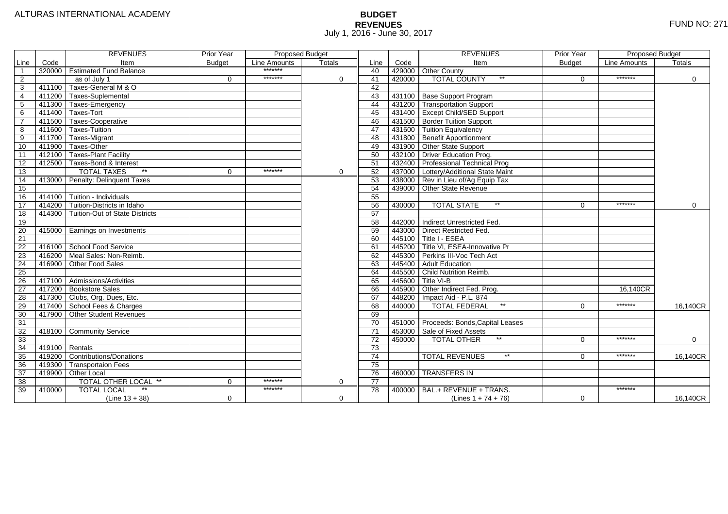ALTURAS INTERNATIONAL ACADEMY

# BUDGET
## REVENUES
July 1, 2016 - June 30, 2017

FUND NO: 271

| Line | Code | REVENUES Item | Prior Year Budget | Proposed Budget Line Amounts | Proposed Budget Totals | Line | Code | REVENUES Item | Prior Year Budget | Proposed Budget Line Amounts | Proposed Budget Totals |
|---|---|---|---|---|---|---|---|---|---|---|---|
| 1 | 320000 | Estimated Fund Balance | | ******* | | 40 | 429000 | Other County | | | |
| 2 | | as of July 1 | 0 | ******* | 0 | 41 | 420000 | TOTAL COUNTY ** | 0 | ******* | 0 |
| 3 | 411100 | Taxes-General M & O | | | | 42 | | | | | |
| 4 | 411200 | Taxes-Suplemental | | | | 43 | 431100 | Base Support Program | | | |
| 5 | 411300 | Taxes-Emergency | | | | 44 | 431200 | Transportation Support | | | |
| 6 | 411400 | Taxes-Tort | | | | 45 | 431400 | Except Child/SED Support | | | |
| 7 | 411500 | Taxes-Cooperative | | | | 46 | 431500 | Border Tuition Support | | | |
| 8 | 411600 | Taxes-Tuition | | | | 47 | 431600 | Tuition Equivalency | | | |
| 9 | 411700 | Taxes-Migrant | | | | 48 | 431800 | Benefit Apportionment | | | |
| 10 | 411900 | Taxes-Other | | | | 49 | 431900 | Other State Support | | | |
| 11 | 412100 | Taxes-Plant Facility | | | | 50 | 432100 | Driver Education Prog. | | | |
| 12 | 412500 | Taxes-Bond & Interest | | | | 51 | 432400 | Professional Technical Prog | | | |
| 13 | | TOTAL TAXES ** | 0 | ******* | 0 | 52 | 437000 | Lottery/Additional State Maint | | | |
| 14 | 413000 | Penalty: Delinquent Taxes | | | | 53 | 438000 | Rev in Lieu of/Ag Equip Tax | | | |
| 15 | | | | | | 54 | 439000 | Other State Revenue | | | |
| 16 | 414100 | Tuition - Individuals | | | | 55 | | | | | |
| 17 | 414200 | Tuition-Districts in Idaho | | | | 56 | 430000 | TOTAL STATE ** | 0 | ******* | 0 |
| 18 | 414300 | Tuition-Out of State Districts | | | | 57 | | | | | |
| 19 | | | | | | 58 | 442000 | Indirect Unrestricted Fed. | | | |
| 20 | 415000 | Earnings on Investments | | | | 59 | 443000 | Direct Restricted Fed. | | | |
| 21 | | | | | | 60 | 445100 | Title I - ESEA | | | |
| 22 | 416100 | School Food Service | | | | 61 | 445200 | Title VI, ESEA-Innovative Pr | | | |
| 23 | 416200 | Meal Sales: Non-Reimb. | | | | 62 | 445300 | Perkins III-Voc Tech Act | | | |
| 24 | 416900 | Other Food Sales | | | | 63 | 445400 | Adult Education | | | |
| 25 | | | | | | 64 | 445500 | Child Nutrition Reimb. | | | |
| 26 | 417100 | Admissions/Activities | | | | 65 | 445600 | Title VI-B | | | |
| 27 | 417200 | Bookstore Sales | | | | 66 | 445900 | Other Indirect Fed. Prog. | | 16,140CR | |
| 28 | 417300 | Clubs, Org. Dues, Etc. | | | | 67 | 448200 | Impact Aid - P.L. 874 | | | |
| 29 | 417400 | School Fees & Charges | | | | 68 | 440000 | TOTAL FEDERAL ** | 0 | ******* | 16,140CR |
| 30 | 417900 | Other Student Revenues | | | | 69 | | | | | |
| 31 | | | | | | 70 | 451000 | Proceeds: Bonds,Capital Leases | | | |
| 32 | 418100 | Community Service | | | | 71 | 453000 | Sale of Fixed Assets | | | |
| 33 | | | | | | 72 | 450000 | TOTAL OTHER ** | 0 | ******* | 0 |
| 34 | 419100 | Rentals | | | | 73 | | | | | |
| 35 | 419200 | Contributions/Donations | | | | 74 | | TOTAL REVENUES ** | 0 | ******* | 16,140CR |
| 36 | 419300 | Transportaion Fees | | | | 75 | | | | | |
| 37 | 419900 | Other Local | | | | 76 | 460000 | TRANSFERS IN | | | |
| 38 | | TOTAL OTHER LOCAL ** | 0 | ******* | 0 | 77 | | | | | |
| 39 | 410000 | TOTAL LOCAL ** (Line 13 + 38) | 0 | ******* | 0 | 78 | 400000 | BAL.+ REVENUE + TRANS. (Lines 1 + 74 + 76) | 0 | ******* | 16,140CR |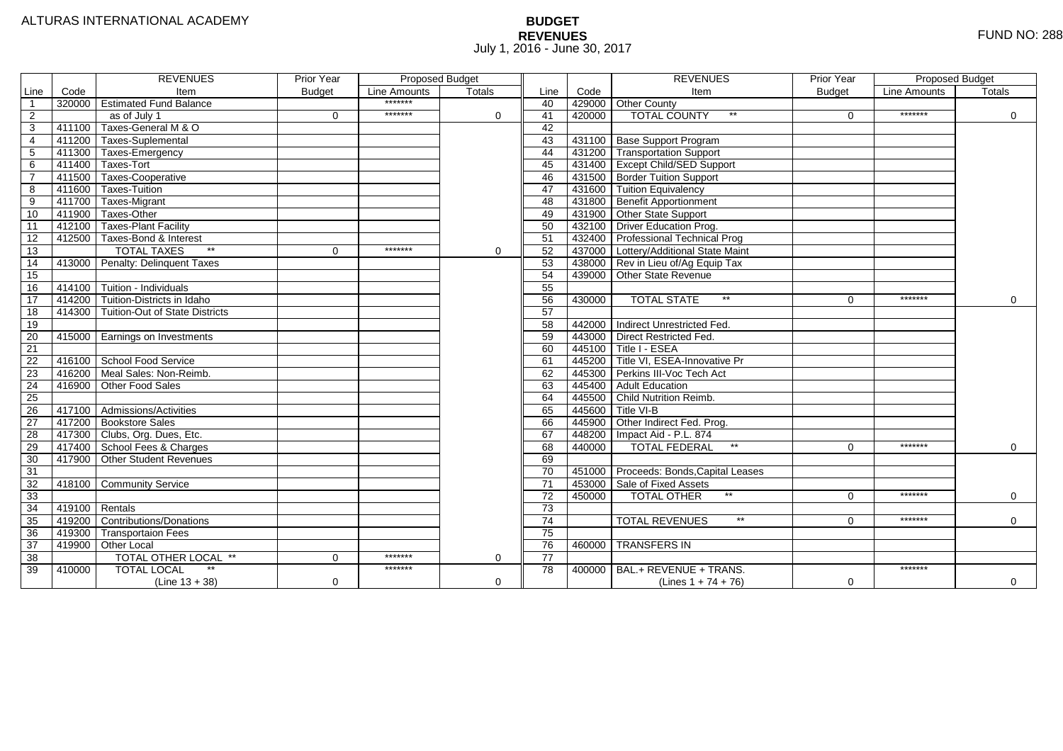ALTURAS INTERNATIONAL ACADEMY

FUND NO: 288

# BUDGET
## REVENUES
July 1, 2016 - June 30, 2017

| Line | Code | REVENUES Item | Prior Year Budget | Proposed Budget Line Amounts | Proposed Budget Totals | Line | Code | REVENUES Item | Prior Year Budget | Proposed Budget Line Amounts | Proposed Budget Totals |
|---|---|---|---|---|---|---|---|---|---|---|---|
| 1 | 320000 | Estimated Fund Balance | | ******* | | 40 | 429000 | Other County | | | |
| 2 | | as of July 1 | 0 | ******* | 0 | 41 | 420000 | TOTAL COUNTY ** | 0 | ******* | 0 |
| 3 | 411100 | Taxes-General M & O | | | | 42 | | | | | |
| 4 | 411200 | Taxes-Suplemental | | | | 43 | 431100 | Base Support Program | | | |
| 5 | 411300 | Taxes-Emergency | | | | 44 | 431200 | Transportation Support | | | |
| 6 | 411400 | Taxes-Tort | | | | 45 | 431400 | Except Child/SED Support | | | |
| 7 | 411500 | Taxes-Cooperative | | | | 46 | 431500 | Border Tuition Support | | | |
| 8 | 411600 | Taxes-Tuition | | | | 47 | 431600 | Tuition Equivalency | | | |
| 9 | 411700 | Taxes-Migrant | | | | 48 | 431800 | Benefit Apportionment | | | |
| 10 | 411900 | Taxes-Other | | | | 49 | 431900 | Other State Support | | | |
| 11 | 412100 | Taxes-Plant Facility | | | | 50 | 432100 | Driver Education Prog. | | | |
| 12 | 412500 | Taxes-Bond & Interest | | | | 51 | 432400 | Professional Technical Prog | | | |
| 13 | | TOTAL TAXES ** | 0 | ******* | 0 | 52 | 437000 | Lottery/Additional State Maint | | | |
| 14 | 413000 | Penalty: Delinquent Taxes | | | | 53 | 438000 | Rev in Lieu of/Ag Equip Tax | | | |
| 15 | | | | | | 54 | 439000 | Other State Revenue | | | |
| 16 | 414100 | Tuition - Individuals | | | | 55 | | | | | |
| 17 | 414200 | Tuition-Districts in Idaho | | | | 56 | 430000 | TOTAL STATE ** | 0 | ******* | 0 |
| 18 | 414300 | Tuition-Out of State Districts | | | | 57 | | | | | |
| 19 | | | | | | 58 | 442000 | Indirect Unrestricted Fed. | | | |
| 20 | 415000 | Earnings on Investments | | | | 59 | 443000 | Direct Restricted Fed. | | | |
| 21 | | | | | | 60 | 445100 | Title I - ESEA | | | |
| 22 | 416100 | School Food Service | | | | 61 | 445200 | Title VI, ESEA-Innovative Pr | | | |
| 23 | 416200 | Meal Sales: Non-Reimb. | | | | 62 | 445300 | Perkins III-Voc Tech Act | | | |
| 24 | 416900 | Other Food Sales | | | | 63 | 445400 | Adult Education | | | |
| 25 | | | | | | 64 | 445500 | Child Nutrition Reimb. | | | |
| 26 | 417100 | Admissions/Activities | | | | 65 | 445600 | Title VI-B | | | |
| 27 | 417200 | Bookstore Sales | | | | 66 | 445900 | Other Indirect Fed. Prog. | | | |
| 28 | 417300 | Clubs, Org. Dues, Etc. | | | | 67 | 448200 | Impact Aid - P.L. 874 | | | |
| 29 | 417400 | School Fees & Charges | | | | 68 | 440000 | TOTAL FEDERAL ** | 0 | ******* | 0 |
| 30 | 417900 | Other Student Revenues | | | | 69 | | | | | |
| 31 | | | | | | 70 | 451000 | Proceeds: Bonds,Capital Leases | | | |
| 32 | 418100 | Community Service | | | | 71 | 453000 | Sale of Fixed Assets | | | |
| 33 | | | | | | 72 | 450000 | TOTAL OTHER ** | 0 | ******* | 0 |
| 34 | 419100 | Rentals | | | | 73 | | | | | |
| 35 | 419200 | Contributions/Donations | | | | 74 | | TOTAL REVENUES ** | 0 | ******* | 0 |
| 36 | 419300 | Transportaion Fees | | | | 75 | | | | | |
| 37 | 419900 | Other Local | | | | 76 | 460000 | TRANSFERS IN | | | |
| 38 | | TOTAL OTHER LOCAL ** | 0 | ******* | 0 | 77 | | | | | |
| 39 | 410000 | TOTAL LOCAL ** (Line 13 + 38) | 0 | ******* | 0 | 78 | 400000 | BAL.+ REVENUE + TRANS. (Lines 1 + 74 + 76) | 0 | ******* | 0 |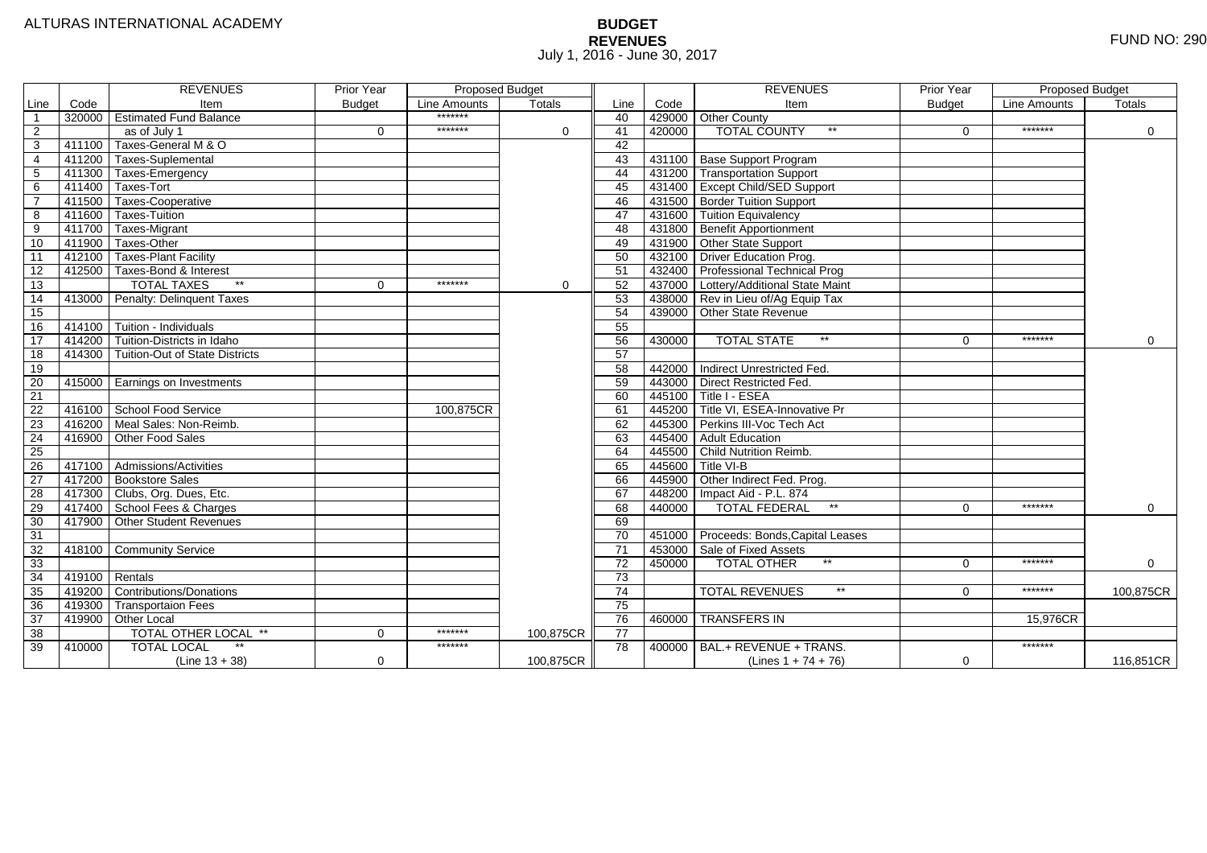ALTURAS INTERNATIONAL ACADEMY

# BUDGET
## REVENUES
July 1, 2016 - June 30, 2017

FUND NO: 290

| Line | Code | REVENUES Item | Prior Year Budget | Proposed Budget Line Amounts | Proposed Budget Totals | Line | Code | REVENUES Item | Prior Year Budget | Proposed Budget Line Amounts | Proposed Budget Totals |
|---|---|---|---|---|---|---|---|---|---|---|---|
| 1 | 320000 | Estimated Fund Balance | | ******* | | 40 | 429000 | Other County | | | |
| 2 | | as of July 1 | 0 | ******* | 0 | 41 | 420000 | TOTAL COUNTY ** | 0 | ******* | 0 |
| 3 | 411100 | Taxes-General M & O | | | | 42 | | | | | |
| 4 | 411200 | Taxes-Suplemental | | | | 43 | 431100 | Base Support Program | | | |
| 5 | 411300 | Taxes-Emergency | | | | 44 | 431200 | Transportation Support | | | |
| 6 | 411400 | Taxes-Tort | | | | 45 | 431400 | Except Child/SED Support | | | |
| 7 | 411500 | Taxes-Cooperative | | | | 46 | 431500 | Border Tuition Support | | | |
| 8 | 411600 | Taxes-Tuition | | | | 47 | 431600 | Tuition Equivalency | | | |
| 9 | 411700 | Taxes-Migrant | | | | 48 | 431800 | Benefit Apportionment | | | |
| 10 | 411900 | Taxes-Other | | | | 49 | 431900 | Other State Support | | | |
| 11 | 412100 | Taxes-Plant Facility | | | | 50 | 432100 | Driver Education Prog. | | | |
| 12 | 412500 | Taxes-Bond & Interest | | | | 51 | 432400 | Professional Technical Prog | | | |
| 13 | | TOTAL TAXES ** | 0 | ******* | 0 | 52 | 437000 | Lottery/Additional State Maint | | | |
| 14 | 413000 | Penalty: Delinquent Taxes | | | | 53 | 438000 | Rev in Lieu of/Ag Equip Tax | | | |
| 15 | | | | | | 54 | 439000 | Other State Revenue | | | |
| 16 | 414100 | Tuition - Individuals | | | | 55 | | | | | |
| 17 | 414200 | Tuition-Districts in Idaho | | | | 56 | 430000 | TOTAL STATE ** | 0 | ******* | 0 |
| 18 | 414300 | Tuition-Out of State Districts | | | | 57 | | | | | |
| 19 | | | | | | 58 | 442000 | Indirect Unrestricted Fed. | | | |
| 20 | 415000 | Earnings on Investments | | | | 59 | 443000 | Direct Restricted Fed. | | | |
| 21 | | | | | | 60 | 445100 | Title I - ESEA | | | |
| 22 | 416100 | School Food Service | | 100,875CR | | 61 | 445200 | Title VI, ESEA-Innovative Pr | | | |
| 23 | 416200 | Meal Sales: Non-Reimb. | | | | 62 | 445300 | Perkins III-Voc Tech Act | | | |
| 24 | 416900 | Other Food Sales | | | | 63 | 445400 | Adult Education | | | |
| 25 | | | | | | 64 | 445500 | Child Nutrition Reimb. | | | |
| 26 | 417100 | Admissions/Activities | | | | 65 | 445600 | Title VI-B | | | |
| 27 | 417200 | Bookstore Sales | | | | 66 | 445900 | Other Indirect Fed. Prog. | | | |
| 28 | 417300 | Clubs, Org. Dues, Etc. | | | | 67 | 448200 | Impact Aid - P.L. 874 | | | |
| 29 | 417400 | School Fees & Charges | | | | 68 | 440000 | TOTAL FEDERAL ** | 0 | ******* | 0 |
| 30 | 417900 | Other Student Revenues | | | | 69 | | | | | |
| 31 | | | | | | 70 | 451000 | Proceeds: Bonds,Capital Leases | | | |
| 32 | 418100 | Community Service | | | | 71 | 453000 | Sale of Fixed Assets | | | |
| 33 | | | | | | 72 | 450000 | TOTAL OTHER ** | 0 | ******* | 0 |
| 34 | 419100 | Rentals | | | | 73 | | | | | |
| 35 | 419200 | Contributions/Donations | | | | 74 | | TOTAL REVENUES ** | 0 | ******* | 100,875CR |
| 36 | 419300 | Transportaion Fees | | | | 75 | | | | | |
| 37 | 419900 | Other Local | | | | 76 | 460000 | TRANSFERS IN | | 15,976CR | |
| 38 | | TOTAL OTHER LOCAL ** | 0 | ******* | 100,875CR | 77 | | | | | |
| 39 | 410000 | TOTAL LOCAL ** (Line 13 + 38) | 0 | ******* | 100,875CR | 78 | 400000 | BAL.+ REVENUE + TRANS. (Lines 1 + 74 + 76) | 0 | ******* | 116,851CR |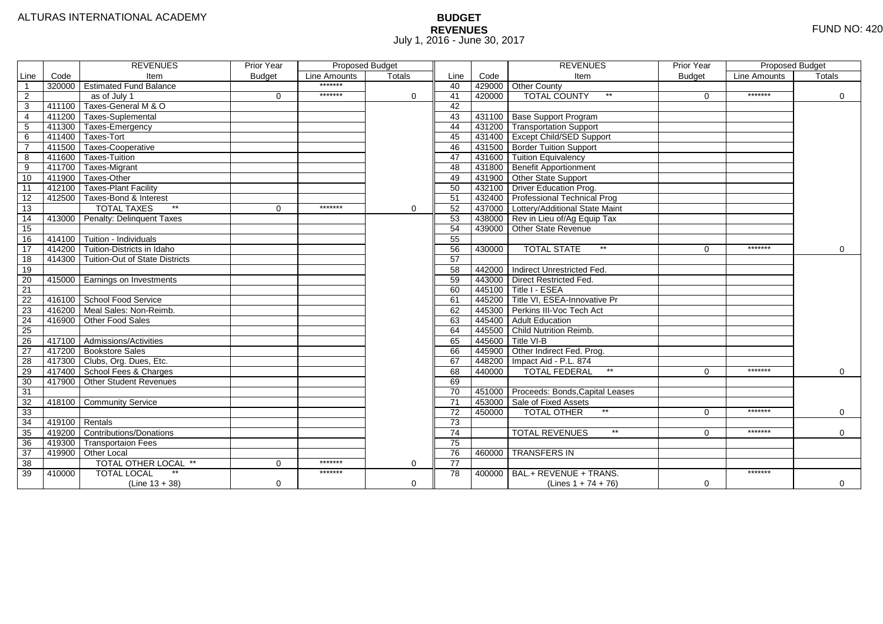ALTURAS INTERNATIONAL ACADEMY

# BUDGET
## REVENUES
July 1, 2016 - June 30, 2017

FUND NO: 420

| Line | Code | REVENUES Item | Prior Year Budget | Proposed Budget Line Amounts | Proposed Budget Totals | Line | Code | REVENUES Item | Prior Year Budget | Proposed Budget Line Amounts | Proposed Budget Totals |
|---|---|---|---|---|---|---|---|---|---|---|---|
| 1 | 320000 | Estimated Fund Balance | | ******* | | 40 | 429000 | Other County | | | |
| 2 | | as of July 1 | 0 | ******* | 0 | 41 | 420000 | TOTAL COUNTY ** | 0 | ******* | 0 |
| 3 | 411100 | Taxes-General M & O | | | | 42 | | | | | |
| 4 | 411200 | Taxes-Suplemental | | | | 43 | 431100 | Base Support Program | | | |
| 5 | 411300 | Taxes-Emergency | | | | 44 | 431200 | Transportation Support | | | |
| 6 | 411400 | Taxes-Tort | | | | 45 | 431400 | Except Child/SED Support | | | |
| 7 | 411500 | Taxes-Cooperative | | | | 46 | 431500 | Border Tuition Support | | | |
| 8 | 411600 | Taxes-Tuition | | | | 47 | 431600 | Tuition Equivalency | | | |
| 9 | 411700 | Taxes-Migrant | | | | 48 | 431800 | Benefit Apportionment | | | |
| 10 | 411900 | Taxes-Other | | | | 49 | 431900 | Other State Support | | | |
| 11 | 412100 | Taxes-Plant Facility | | | | 50 | 432100 | Driver Education Prog. | | | |
| 12 | 412500 | Taxes-Bond & Interest | | | | 51 | 432400 | Professional Technical Prog | | | |
| 13 | | TOTAL TAXES ** | 0 | ******* | 0 | 52 | 437000 | Lottery/Additional State Maint | | | |
| 14 | 413000 | Penalty: Delinquent Taxes | | | | 53 | 438000 | Rev in Lieu of/Ag Equip Tax | | | |
| 15 | | | | | | 54 | 439000 | Other State Revenue | | | |
| 16 | 414100 | Tuition - Individuals | | | | 55 | | | | | |
| 17 | 414200 | Tuition-Districts in Idaho | | | | 56 | 430000 | TOTAL STATE ** | 0 | ******* | 0 |
| 18 | 414300 | Tuition-Out of State Districts | | | | 57 | | | | | |
| 19 | | | | | | 58 | 442000 | Indirect Unrestricted Fed. | | | |
| 20 | 415000 | Earnings on Investments | | | | 59 | 443000 | Direct Restricted Fed. | | | |
| 21 | | | | | | 60 | 445100 | Title I - ESEA | | | |
| 22 | 416100 | School Food Service | | | | 61 | 445200 | Title VI, ESEA-Innovative Pr | | | |
| 23 | 416200 | Meal Sales: Non-Reimb. | | | | 62 | 445300 | Perkins III-Voc Tech Act | | | |
| 24 | 416900 | Other Food Sales | | | | 63 | 445400 | Adult Education | | | |
| 25 | | | | | | 64 | 445500 | Child Nutrition Reimb. | | | |
| 26 | 417100 | Admissions/Activities | | | | 65 | 445600 | Title VI-B | | | |
| 27 | 417200 | Bookstore Sales | | | | 66 | 445900 | Other Indirect Fed. Prog. | | | |
| 28 | 417300 | Clubs, Org. Dues, Etc. | | | | 67 | 448200 | Impact Aid - P.L. 874 | | | |
| 29 | 417400 | School Fees & Charges | | | | 68 | 440000 | TOTAL FEDERAL ** | 0 | ******* | 0 |
| 30 | 417900 | Other Student Revenues | | | | 69 | | | | | |
| 31 | | | | | | 70 | 451000 | Proceeds: Bonds,Capital Leases | | | |
| 32 | 418100 | Community Service | | | | 71 | 453000 | Sale of Fixed Assets | | | |
| 33 | | | | | | 72 | 450000 | TOTAL OTHER ** | 0 | ******* | 0 |
| 34 | 419100 | Rentals | | | | 73 | | | | | |
| 35 | 419200 | Contributions/Donations | | | | 74 | | TOTAL REVENUES ** | 0 | ******* | 0 |
| 36 | 419300 | Transportaion Fees | | | | 75 | | | | | |
| 37 | 419900 | Other Local | | | | 76 | 460000 | TRANSFERS IN | | | |
| 38 | | TOTAL OTHER LOCAL ** | 0 | ******* | 0 | 77 | | | | | |
| 39 | 410000 | TOTAL LOCAL ** (Line 13 + 38) | 0 | ******* | 0 | 78 | 400000 | BAL.+ REVENUE + TRANS. (Lines 1 + 74 + 76) | 0 | ******* | 0 |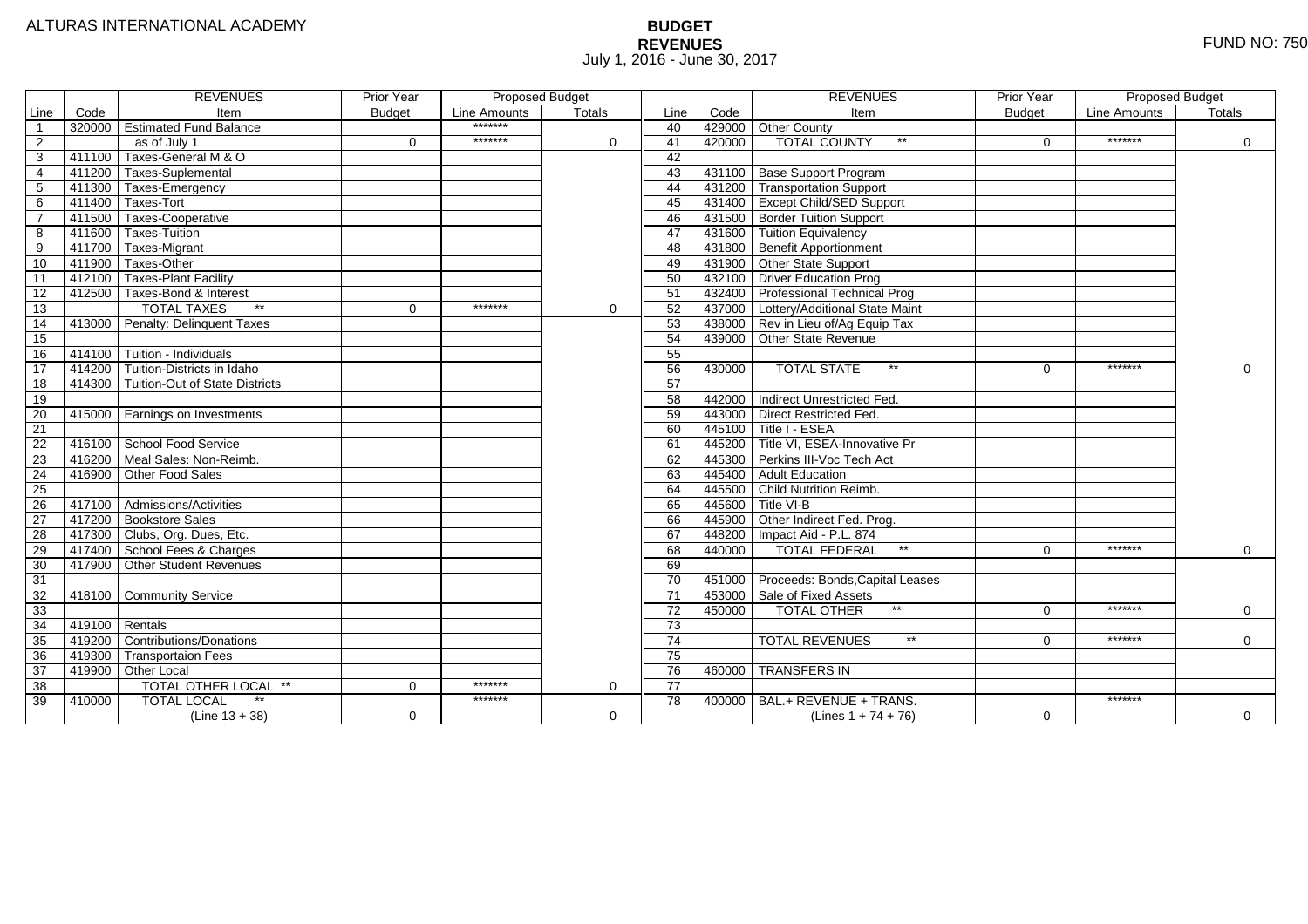ALTURAS INTERNATIONAL ACADEMY

# BUDGET
## REVENUES
July 1, 2016 - June 30, 2017

FUND NO: 750

| Line | Code | REVENUES Item | Prior Year Budget | Proposed Budget Line Amounts | Proposed Budget Totals | Line | Code | REVENUES Item | Prior Year Budget | Proposed Budget Line Amounts | Proposed Budget Totals |
|---|---|---|---|---|---|---|---|---|---|---|---|
| 1 | 320000 | Estimated Fund Balance | | ******* | | 40 | 429000 | Other County | | | |
| 2 | | as of July 1 | 0 | ******* | 0 | 41 | 420000 | TOTAL COUNTY ** | 0 | ******* | 0 |
| 3 | 411100 | Taxes-General M & O | | | | 42 | | | | | |
| 4 | 411200 | Taxes-Suplemental | | | | 43 | 431100 | Base Support Program | | | |
| 5 | 411300 | Taxes-Emergency | | | | 44 | 431200 | Transportation Support | | | |
| 6 | 411400 | Taxes-Tort | | | | 45 | 431400 | Except Child/SED Support | | | |
| 7 | 411500 | Taxes-Cooperative | | | | 46 | 431500 | Border Tuition Support | | | |
| 8 | 411600 | Taxes-Tuition | | | | 47 | 431600 | Tuition Equivalency | | | |
| 9 | 411700 | Taxes-Migrant | | | | 48 | 431800 | Benefit Apportionment | | | |
| 10 | 411900 | Taxes-Other | | | | 49 | 431900 | Other State Support | | | |
| 11 | 412100 | Taxes-Plant Facility | | | | 50 | 432100 | Driver Education Prog. | | | |
| 12 | 412500 | Taxes-Bond & Interest | | | | 51 | 432400 | Professional Technical Prog | | | |
| 13 | | TOTAL TAXES ** | 0 | ******* | 0 | 52 | 437000 | Lottery/Additional State Maint | | | |
| 14 | 413000 | Penalty: Delinquent Taxes | | | | 53 | 438000 | Rev in Lieu of/Ag Equip Tax | | | |
| 15 | | | | | | 54 | 439000 | Other State Revenue | | | |
| 16 | 414100 | Tuition - Individuals | | | | 55 | | | | | |
| 17 | 414200 | Tuition-Districts in Idaho | | | | 56 | 430000 | TOTAL STATE ** | 0 | ******* | 0 |
| 18 | 414300 | Tuition-Out of State Districts | | | | 57 | | | | | |
| 19 | | | | | | 58 | 442000 | Indirect Unrestricted Fed. | | | |
| 20 | 415000 | Earnings on Investments | | | | 59 | 443000 | Direct Restricted Fed. | | | |
| 21 | | | | | | 60 | 445100 | Title I - ESEA | | | |
| 22 | 416100 | School Food Service | | | | 61 | 445200 | Title VI, ESEA-Innovative Pr | | | |
| 23 | 416200 | Meal Sales: Non-Reimb. | | | | 62 | 445300 | Perkins III-Voc Tech Act | | | |
| 24 | 416900 | Other Food Sales | | | | 63 | 445400 | Adult Education | | | |
| 25 | | | | | | 64 | 445500 | Child Nutrition Reimb. | | | |
| 26 | 417100 | Admissions/Activities | | | | 65 | 445600 | Title VI-B | | | |
| 27 | 417200 | Bookstore Sales | | | | 66 | 445900 | Other Indirect Fed. Prog. | | | |
| 28 | 417300 | Clubs, Org. Dues, Etc. | | | | 67 | 448200 | Impact Aid - P.L. 874 | | | |
| 29 | 417400 | School Fees & Charges | | | | 68 | 440000 | TOTAL FEDERAL ** | 0 | ******* | 0 |
| 30 | 417900 | Other Student Revenues | | | | 69 | | | | | |
| 31 | | | | | | 70 | 451000 | Proceeds: Bonds,Capital Leases | | | |
| 32 | 418100 | Community Service | | | | 71 | 453000 | Sale of Fixed Assets | | | |
| 33 | | | | | | 72 | 450000 | TOTAL OTHER ** | 0 | ******* | 0 |
| 34 | 419100 | Rentals | | | | 73 | | | | | |
| 35 | 419200 | Contributions/Donations | | | | 74 | | TOTAL REVENUES ** | 0 | ******* | 0 |
| 36 | 419300 | Transportaion Fees | | | | 75 | | | | | |
| 37 | 419900 | Other Local | | | | 76 | 460000 | TRANSFERS IN | | | |
| 38 | | TOTAL OTHER LOCAL ** | 0 | ******* | 0 | 77 | | | | | |
| 39 | 410000 | TOTAL LOCAL ** (Line 13 + 38) | 0 | ******* | 0 | 78 | 400000 | BAL.+ REVENUE + TRANS. (Lines 1 + 74 + 76) | 0 | ******* | 0 |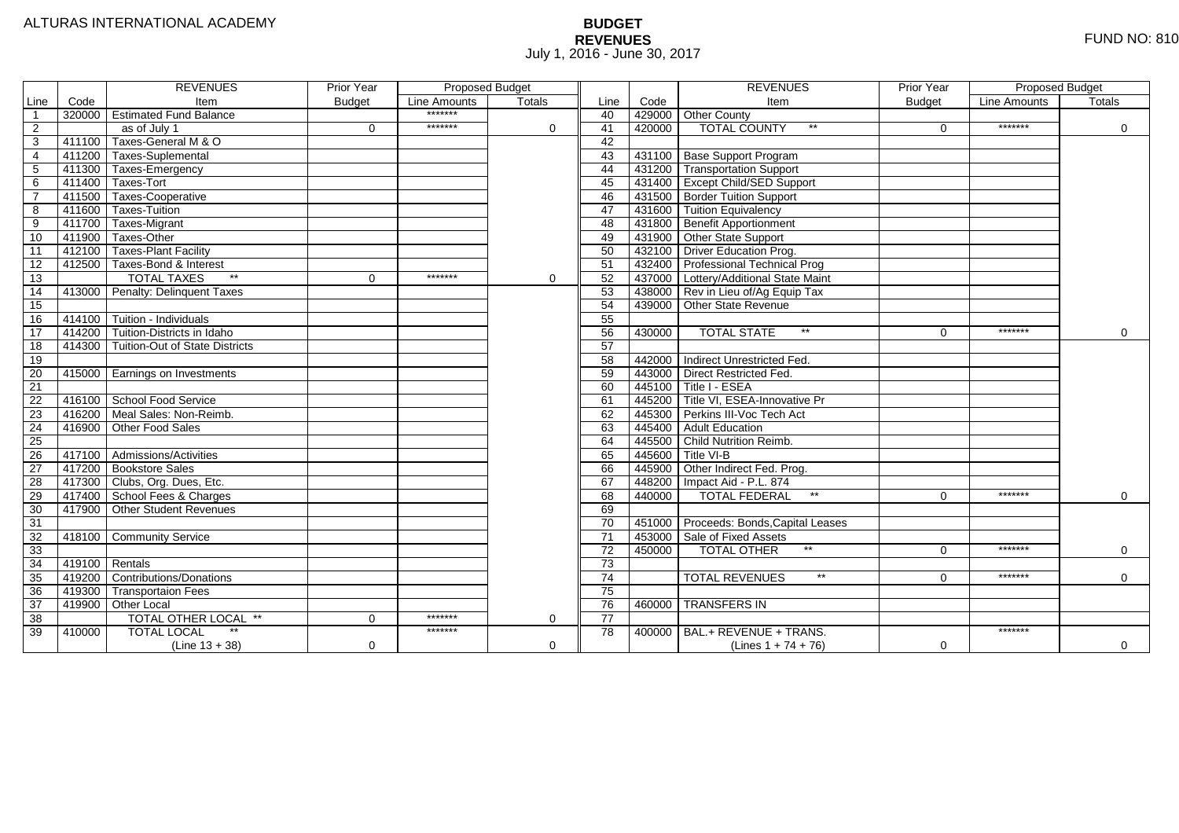ALTURAS INTERNATIONAL ACADEMY

# BUDGET
## REVENUES
July 1, 2016 - June 30, 2017

FUND NO: 810

| | | REVENUES | Prior Year | Proposed Budget | | | | REVENUES | Prior Year | Proposed Budget | |
|---|---|---|---|---|---|---|---|---|---|---|---|
| Line | Code | Item | Budget | Line Amounts | Totals | Line | Code | Item | Budget | Line Amounts | Totals |
| 1 | 320000 | Estimated Fund Balance | | ******* | | 40 | 429000 | Other County | | | |
| 2 | | as of July 1 | 0 | ******* | 0 | 41 | 420000 | TOTAL COUNTY ** | 0 | ******* | 0 |
| 3 | 411100 | Taxes-General M & O | | | | 42 | | | | | |
| 4 | 411200 | Taxes-Suplemental | | | | 43 | 431100 | Base Support Program | | | |
| 5 | 411300 | Taxes-Emergency | | | | 44 | 431200 | Transportation Support | | | |
| 6 | 411400 | Taxes-Tort | | | | 45 | 431400 | Except Child/SED Support | | | |
| 7 | 411500 | Taxes-Cooperative | | | | 46 | 431500 | Border Tuition Support | | | |
| 8 | 411600 | Taxes-Tuition | | | | 47 | 431600 | Tuition Equivalency | | | |
| 9 | 411700 | Taxes-Migrant | | | | 48 | 431800 | Benefit Apportionment | | | |
| 10 | 411900 | Taxes-Other | | | | 49 | 431900 | Other State Support | | | |
| 11 | 412100 | Taxes-Plant Facility | | | | 50 | 432100 | Driver Education Prog. | | | |
| 12 | 412500 | Taxes-Bond & Interest | | | | 51 | 432400 | Professional Technical Prog | | | |
| 13 | | TOTAL TAXES ** | 0 | ******* | 0 | 52 | 437000 | Lottery/Additional State Maint | | | |
| 14 | 413000 | Penalty: Delinquent Taxes | | | | 53 | 438000 | Rev in Lieu of/Ag Equip Tax | | | |
| 15 | | | | | | 54 | 439000 | Other State Revenue | | | |
| 16 | 414100 | Tuition - Individuals | | | | 55 | | | | | |
| 17 | 414200 | Tuition-Districts in Idaho | | | | 56 | 430000 | TOTAL STATE ** | 0 | ******* | 0 |
| 18 | 414300 | Tuition-Out of State Districts | | | | 57 | | | | | |
| 19 | | | | | | 58 | 442000 | Indirect Unrestricted Fed. | | | |
| 20 | 415000 | Earnings on Investments | | | | 59 | 443000 | Direct Restricted Fed. | | | |
| 21 | | | | | | 60 | 445100 | Title I - ESEA | | | |
| 22 | 416100 | School Food Service | | | | 61 | 445200 | Title VI, ESEA-Innovative Pr | | | |
| 23 | 416200 | Meal Sales: Non-Reimb. | | | | 62 | 445300 | Perkins III-Voc Tech Act | | | |
| 24 | 416900 | Other Food Sales | | | | 63 | 445400 | Adult Education | | | |
| 25 | | | | | | 64 | 445500 | Child Nutrition Reimb. | | | |
| 26 | 417100 | Admissions/Activities | | | | 65 | 445600 | Title VI-B | | | |
| 27 | 417200 | Bookstore Sales | | | | 66 | 445900 | Other Indirect Fed. Prog. | | | |
| 28 | 417300 | Clubs, Org. Dues, Etc. | | | | 67 | 448200 | Impact Aid - P.L. 874 | | | |
| 29 | 417400 | School Fees & Charges | | | | 68 | 440000 | TOTAL FEDERAL ** | 0 | ******* | 0 |
| 30 | 417900 | Other Student Revenues | | | | 69 | | | | | |
| 31 | | | | | | 70 | 451000 | Proceeds: Bonds,Capital Leases | | | |
| 32 | 418100 | Community Service | | | | 71 | 453000 | Sale of Fixed Assets | | | |
| 33 | | | | | | 72 | 450000 | TOTAL OTHER ** | 0 | ******* | 0 |
| 34 | 419100 | Rentals | | | | 73 | | | | | |
| 35 | 419200 | Contributions/Donations | | | | 74 | | TOTAL REVENUES ** | 0 | ******* | 0 |
| 36 | 419300 | Transportaion Fees | | | | 75 | | | | | |
| 37 | 419900 | Other Local | | | | 76 | 460000 | TRANSFERS IN | | | |
| 38 | | TOTAL OTHER LOCAL ** | 0 | ******* | 0 | 77 | | | | | |
| 39 | 410000 | TOTAL LOCAL ** (Line 13 + 38) | 0 | ******* | 0 | 78 | 400000 | BAL.+ REVENUE + TRANS. (Lines 1 + 74 + 76) | 0 | ******* | 0 |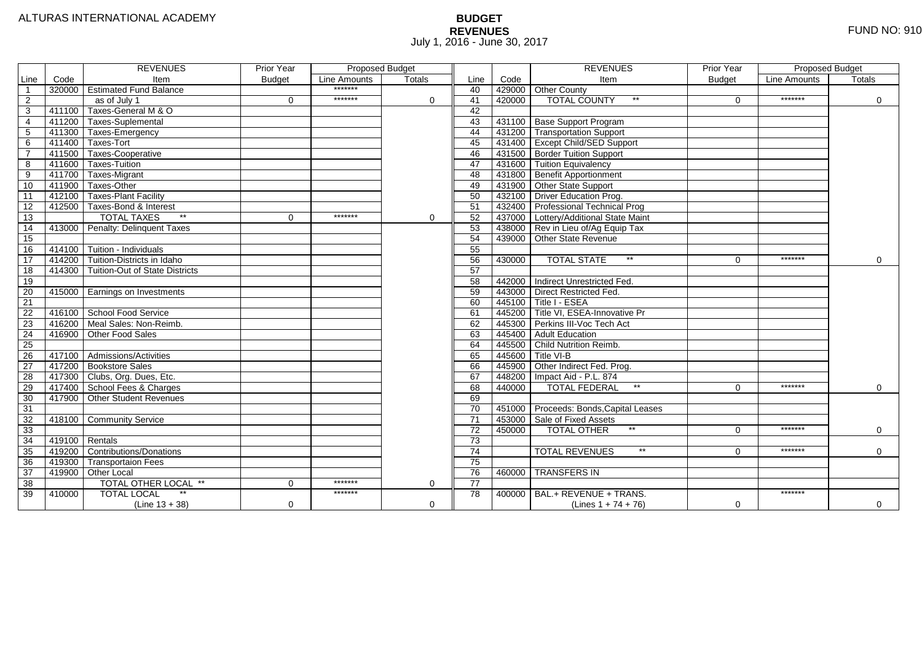ALTURAS INTERNATIONAL ACADEMY

# BUDGET
## REVENUES
July 1, 2016 - June 30, 2017

FUND NO: 910

| | | REVENUES | Prior Year | Proposed Budget | | | | REVENUES | Prior Year | Proposed Budget | |
|---|---|---|---|---|---|---|---|---|---|---|---|
| Line | Code | Item | Budget | Line Amounts | Totals | Line | Code | Item | Budget | Line Amounts | Totals |
| 1 | 320000 | Estimated Fund Balance | | ******* | | 40 | 429000 | Other County | | | |
| 2 | | as of July 1 | 0 | ******* | 0 | 41 | 420000 | TOTAL COUNTY ** | 0 | ******* | 0 |
| 3 | 411100 | Taxes-General M & O | | | | 42 | | | | | |
| 4 | 411200 | Taxes-Suplemental | | | | 43 | 431100 | Base Support Program | | | |
| 5 | 411300 | Taxes-Emergency | | | | 44 | 431200 | Transportation Support | | | |
| 6 | 411400 | Taxes-Tort | | | | 45 | 431400 | Except Child/SED Support | | | |
| 7 | 411500 | Taxes-Cooperative | | | | 46 | 431500 | Border Tuition Support | | | |
| 8 | 411600 | Taxes-Tuition | | | | 47 | 431600 | Tuition Equivalency | | | |
| 9 | 411700 | Taxes-Migrant | | | | 48 | 431800 | Benefit Apportionment | | | |
| 10 | 411900 | Taxes-Other | | | | 49 | 431900 | Other State Support | | | |
| 11 | 412100 | Taxes-Plant Facility | | | | 50 | 432100 | Driver Education Prog. | | | |
| 12 | 412500 | Taxes-Bond & Interest | | | | 51 | 432400 | Professional Technical Prog | | | |
| 13 | | TOTAL TAXES ** | 0 | ******* | 0 | 52 | 437000 | Lottery/Additional State Maint | | | |
| 14 | 413000 | Penalty: Delinquent Taxes | | | | 53 | 438000 | Rev in Lieu of/Ag Equip Tax | | | |
| 15 | | | | | | 54 | 439000 | Other State Revenue | | | |
| 16 | 414100 | Tuition - Individuals | | | | 55 | | | | | |
| 17 | 414200 | Tuition-Districts in Idaho | | | | 56 | 430000 | TOTAL STATE ** | 0 | ******* | 0 |
| 18 | 414300 | Tuition-Out of State Districts | | | | 57 | | | | | |
| 19 | | | | | | 58 | 442000 | Indirect Unrestricted Fed. | | | |
| 20 | 415000 | Earnings on Investments | | | | 59 | 443000 | Direct Restricted Fed. | | | |
| 21 | | | | | | 60 | 445100 | Title I - ESEA | | | |
| 22 | 416100 | School Food Service | | | | 61 | 445200 | Title VI, ESEA-Innovative Pr | | | |
| 23 | 416200 | Meal Sales: Non-Reimb. | | | | 62 | 445300 | Perkins III-Voc Tech Act | | | |
| 24 | 416900 | Other Food Sales | | | | 63 | 445400 | Adult Education | | | |
| 25 | | | | | | 64 | 445500 | Child Nutrition Reimb. | | | |
| 26 | 417100 | Admissions/Activities | | | | 65 | 445600 | Title VI-B | | | |
| 27 | 417200 | Bookstore Sales | | | | 66 | 445900 | Other Indirect Fed. Prog. | | | |
| 28 | 417300 | Clubs, Org. Dues, Etc. | | | | 67 | 448200 | Impact Aid - P.L. 874 | | | |
| 29 | 417400 | School Fees & Charges | | | | 68 | 440000 | TOTAL FEDERAL ** | 0 | ******* | 0 |
| 30 | 417900 | Other Student Revenues | | | | 69 | | | | | |
| 31 | | | | | | 70 | 451000 | Proceeds: Bonds,Capital Leases | | | |
| 32 | 418100 | Community Service | | | | 71 | 453000 | Sale of Fixed Assets | | | |
| 33 | | | | | | 72 | 450000 | TOTAL OTHER ** | 0 | ******* | 0 |
| 34 | 419100 | Rentals | | | | 73 | | | | | |
| 35 | 419200 | Contributions/Donations | | | | 74 | | TOTAL REVENUES ** | 0 | ******* | 0 |
| 36 | 419300 | Transportaion Fees | | | | 75 | | | | | |
| 37 | 419900 | Other Local | | | | 76 | 460000 | TRANSFERS IN | | | |
| 38 | | TOTAL OTHER LOCAL ** | 0 | ******* | 0 | 77 | | | | | |
| 39 | 410000 | TOTAL LOCAL ** (Line 13 + 38) | 0 | ******* | 0 | 78 | 400000 | BAL.+ REVENUE + TRANS. (Lines 1 + 74 + 76) | 0 | ******* | 0 |